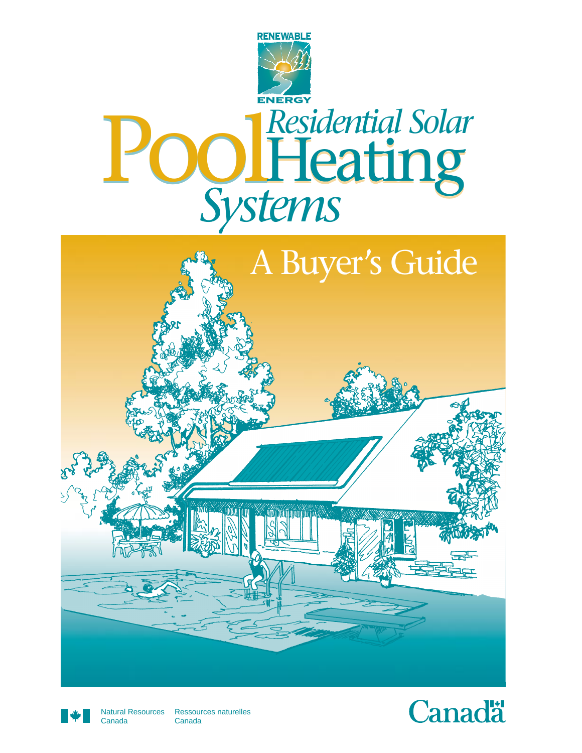RENEWABLE ENERGY

# Pool Heating: Residential Solar Pool Heating Systems

## A Buyer's Guide

Natural Resources Canada | Ressources naturelles Canada

Canada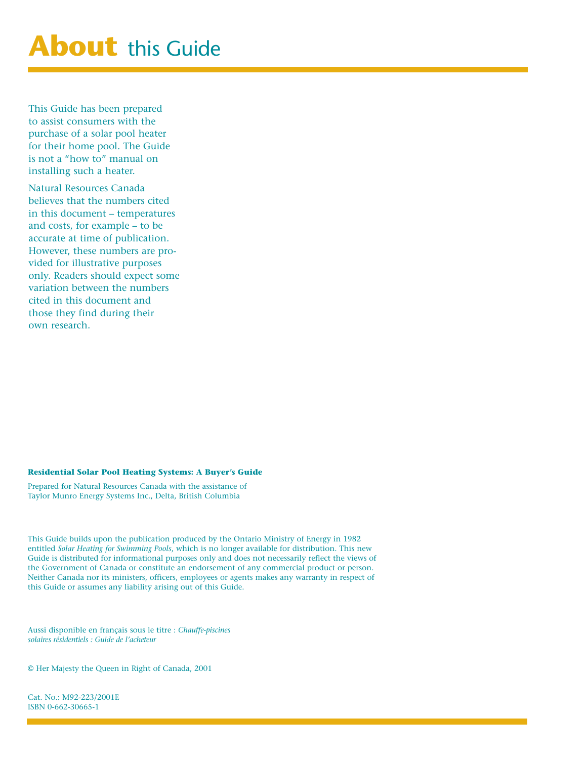# About this Guide

This Guide has been prepared to assist consumers with the purchase of a solar pool heater for their home pool. The Guide is not a "how to" manual on installing such a heater.

Natural Resources Canada believes that the numbers cited in this document – temperatures and costs, for example – to be accurate at time of publication. However, these numbers are provided for illustrative purposes only. Readers should expect some variation between the numbers cited in this document and those they find during their own research.

**Residential Solar Pool Heating Systems: A Buyer's Guide**

Prepared for Natural Resources Canada with the assistance of Taylor Munro Energy Systems Inc., Delta, British Columbia

This Guide builds upon the publication produced by the Ontario Ministry of Energy in 1982 entitled *Solar Heating for Swimming Pools*, which is no longer available for distribution. This new Guide is distributed for informational purposes only and does not necessarily reflect the views of the Government of Canada or constitute an endorsement of any commercial product or person. Neither Canada nor its ministers, officers, employees or agents makes any warranty in respect of this Guide or assumes any liability arising out of this Guide.

Aussi disponible en français sous le titre : *Chauffe-piscines solaires résidentiels : Guide de l'acheteur*

© Her Majesty the Queen in Right of Canada, 2001

Cat. No.: M92-223/2001E
ISBN 0-662-30665-1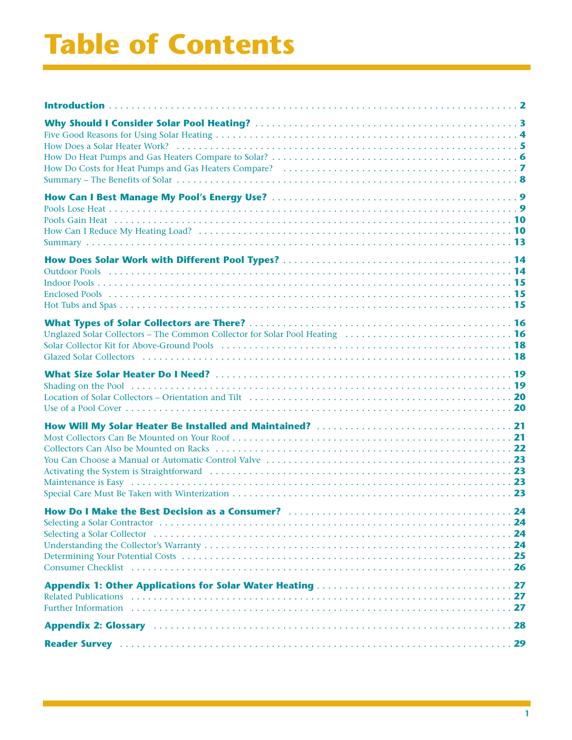# Table of Contents

| | |
|---|---|
| **Introduction** | **2** |
| **Why Should I Consider Solar Pool Heating?** | **3** |
| Five Good Reasons for Using Solar Heating | **4** |
| How Does a Solar Heater Work? | **5** |
| How Do Heat Pumps and Gas Heaters Compare to Solar? | **6** |
| How Do Costs for Heat Pumps and Gas Heaters Compare? | **7** |
| Summary – The Benefits of Solar | **8** |
| **How Can I Best Manage My Pool's Energy Use?** | **9** |
| Pools Lose Heat | **9** |
| Pools Gain Heat | **10** |
| How Can I Reduce My Heating Load? | **10** |
| Summary | **13** |
| **How Does Solar Work with Different Pool Types?** | **14** |
| Outdoor Pools | **14** |
| Indoor Pools | **15** |
| Enclosed Pools | **15** |
| Hot Tubs and Spas | **15** |
| **What Types of Solar Collectors are There?** | **16** |
| Unglazed Solar Collectors – The Common Collector for Solar Pool Heating | **16** |
| Solar Collector Kit for Above-Ground Pools | **18** |
| Glazed Solar Collectors | **18** |
| **What Size Solar Heater Do I Need?** | **19** |
| Shading on the Pool | **19** |
| Location of Solar Collectors – Orientation and Tilt | **20** |
| Use of a Pool Cover | **20** |
| **How Will My Solar Heater Be Installed and Maintained?** | **21** |
| Most Collectors Can Be Mounted on Your Roof | **21** |
| Collectors Can Also be Mounted on Racks | **22** |
| You Can Choose a Manual or Automatic Control Valve | **23** |
| Activating the System is Straightforward | **23** |
| Maintenance is Easy | **23** |
| Special Care Must Be Taken with Winterization | **23** |
| **How Do I Make the Best Decision as a Consumer?** | **24** |
| Selecting a Solar Contractor | **24** |
| Selecting a Solar Collector | **24** |
| Understanding the Collector's Warranty | **24** |
| Determining Your Potential Costs | **25** |
| Consumer Checklist | **26** |
| **Appendix 1: Other Applications for Solar Water Heating** | **27** |
| Related Publications | **27** |
| Further Information | **27** |
| **Appendix 2: Glossary** | **28** |
| **Reader Survey** | **29** |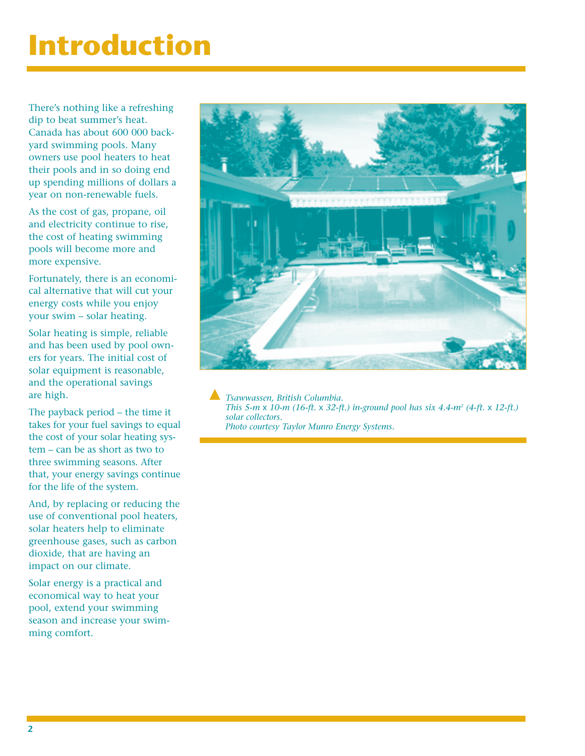# Introduction

There's nothing like a refreshing dip to beat summer's heat. Canada has about 600 000 backyard swimming pools. Many owners use pool heaters to heat their pools and in so doing end up spending millions of dollars a year on non-renewable fuels.

As the cost of gas, propane, oil and electricity continue to rise, the cost of heating swimming pools will become more and more expensive.

Fortunately, there is an economical alternative that will cut your energy costs while you enjoy your swim – solar heating.

Solar heating is simple, reliable and has been used by pool owners for years. The initial cost of solar equipment is reasonable, and the operational savings are high.

The payback period – the time it takes for your fuel savings to equal the cost of your solar heating system – can be as short as two to three swimming seasons. After that, your energy savings continue for the life of the system.

And, by replacing or reducing the use of conventional pool heaters, solar heaters help to eliminate greenhouse gases, such as carbon dioxide, that are having an impact on our climate.

Solar energy is a practical and economical way to heat your pool, extend your swimming season and increase your swimming comfort.

*Tsawwassen, British Columbia.*
*This 5-m x 10-m (16-ft. x 32-ft.) in-ground pool has six 4.4-m² (4-ft. x 12-ft.) solar collectors.*
*Photo courtesy Taylor Munro Energy Systems.*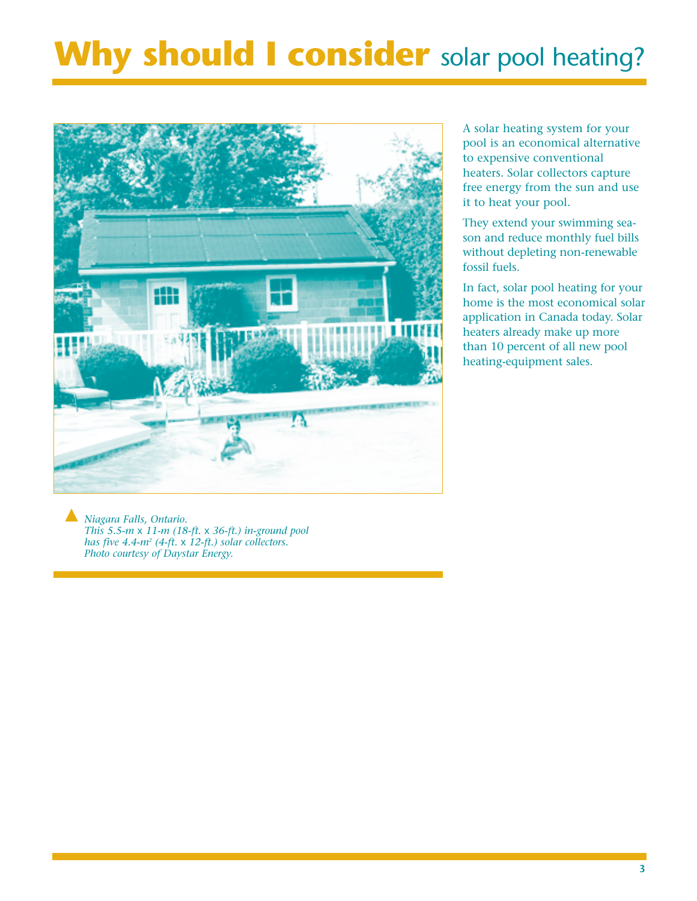# Why should I consider solar pool heating?

*Niagara Falls, Ontario.*
*This 5.5-m x 11-m (18-ft. x 36-ft.) in-ground pool has five 4.4-m² (4-ft. x 12-ft.) solar collectors.*
*Photo courtesy of Daystar Energy.*

A solar heating system for your pool is an economical alternative to expensive conventional heaters. Solar collectors capture free energy from the sun and use it to heat your pool.

They extend your swimming season and reduce monthly fuel bills without depleting non-renewable fossil fuels.

In fact, solar pool heating for your home is the most economical solar application in Canada today. Solar heaters already make up more than 10 percent of all new pool heating-equipment sales.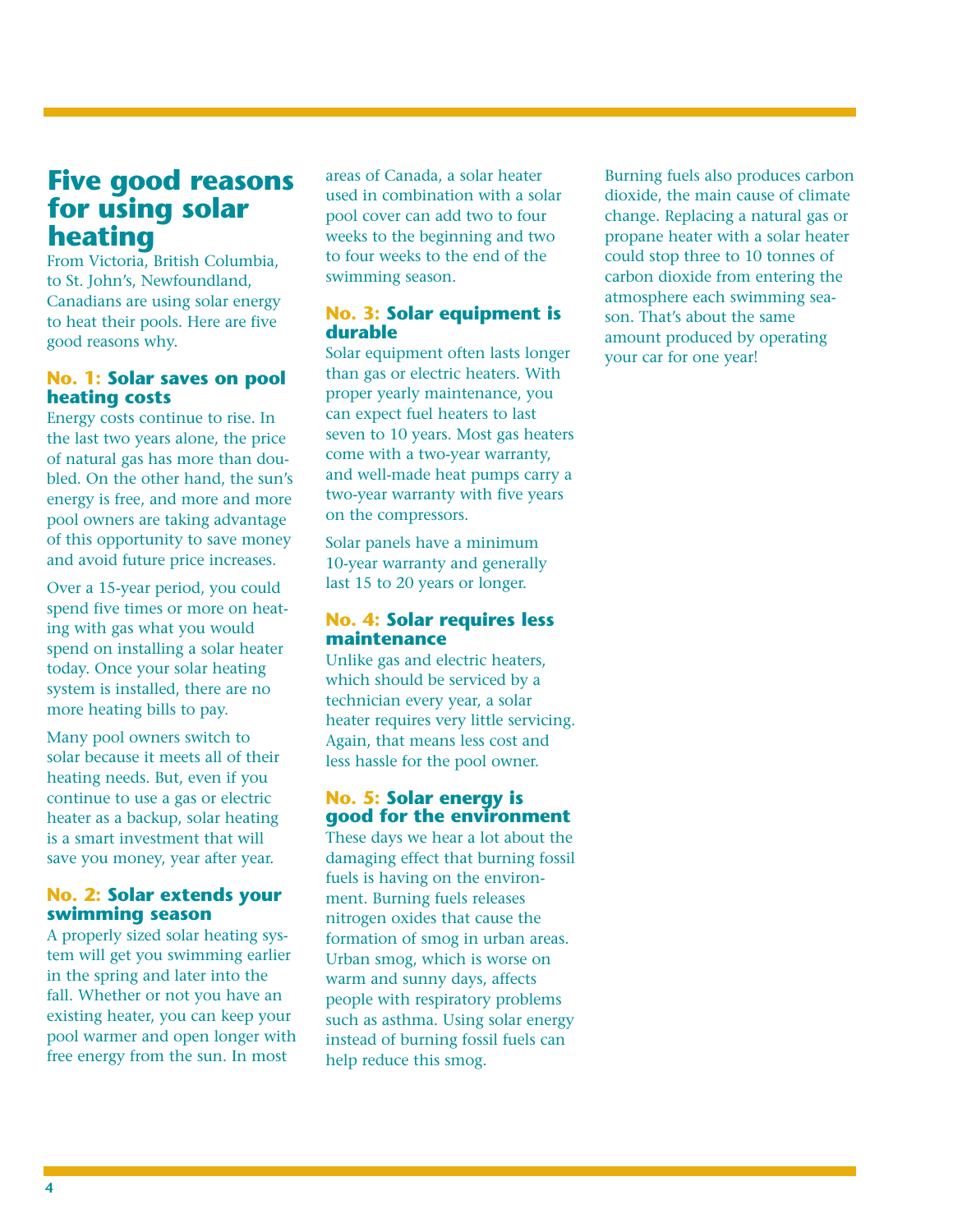# Five good reasons for using solar heating

From Victoria, British Columbia, to St. John's, Newfoundland, Canadians are using solar energy to heat their pools. Here are five good reasons why.

### No. 1: Solar saves on pool heating costs

Energy costs continue to rise. In the last two years alone, the price of natural gas has more than doubled. On the other hand, the sun's energy is free, and more and more pool owners are taking advantage of this opportunity to save money and avoid future price increases.

Over a 15-year period, you could spend five times or more on heating with gas what you would spend on installing a solar heater today. Once your solar heating system is installed, there are no more heating bills to pay.

Many pool owners switch to solar because it meets all of their heating needs. But, even if you continue to use a gas or electric heater as a backup, solar heating is a smart investment that will save you money, year after year.

### No. 2: Solar extends your swimming season

A properly sized solar heating system will get you swimming earlier in the spring and later into the fall. Whether or not you have an existing heater, you can keep your pool warmer and open longer with free energy from the sun. In most areas of Canada, a solar heater used in combination with a solar pool cover can add two to four weeks to the beginning and two to four weeks to the end of the swimming season.

### No. 3: Solar equipment is durable

Solar equipment often lasts longer than gas or electric heaters. With proper yearly maintenance, you can expect fuel heaters to last seven to 10 years. Most gas heaters come with a two-year warranty, and well-made heat pumps carry a two-year warranty with five years on the compressors.

Solar panels have a minimum 10-year warranty and generally last 15 to 20 years or longer.

### No. 4: Solar requires less maintenance

Unlike gas and electric heaters, which should be serviced by a technician every year, a solar heater requires very little servicing. Again, that means less cost and less hassle for the pool owner.

### No. 5: Solar energy is good for the environment

These days we hear a lot about the damaging effect that burning fossil fuels is having on the environment. Burning fuels releases nitrogen oxides that cause the formation of smog in urban areas. Urban smog, which is worse on warm and sunny days, affects people with respiratory problems such as asthma. Using solar energy instead of burning fossil fuels can help reduce this smog.

Burning fuels also produces carbon dioxide, the main cause of climate change. Replacing a natural gas or propane heater with a solar heater could stop three to 10 tonnes of carbon dioxide from entering the atmosphere each swimming season. That's about the same amount produced by operating your car for one year!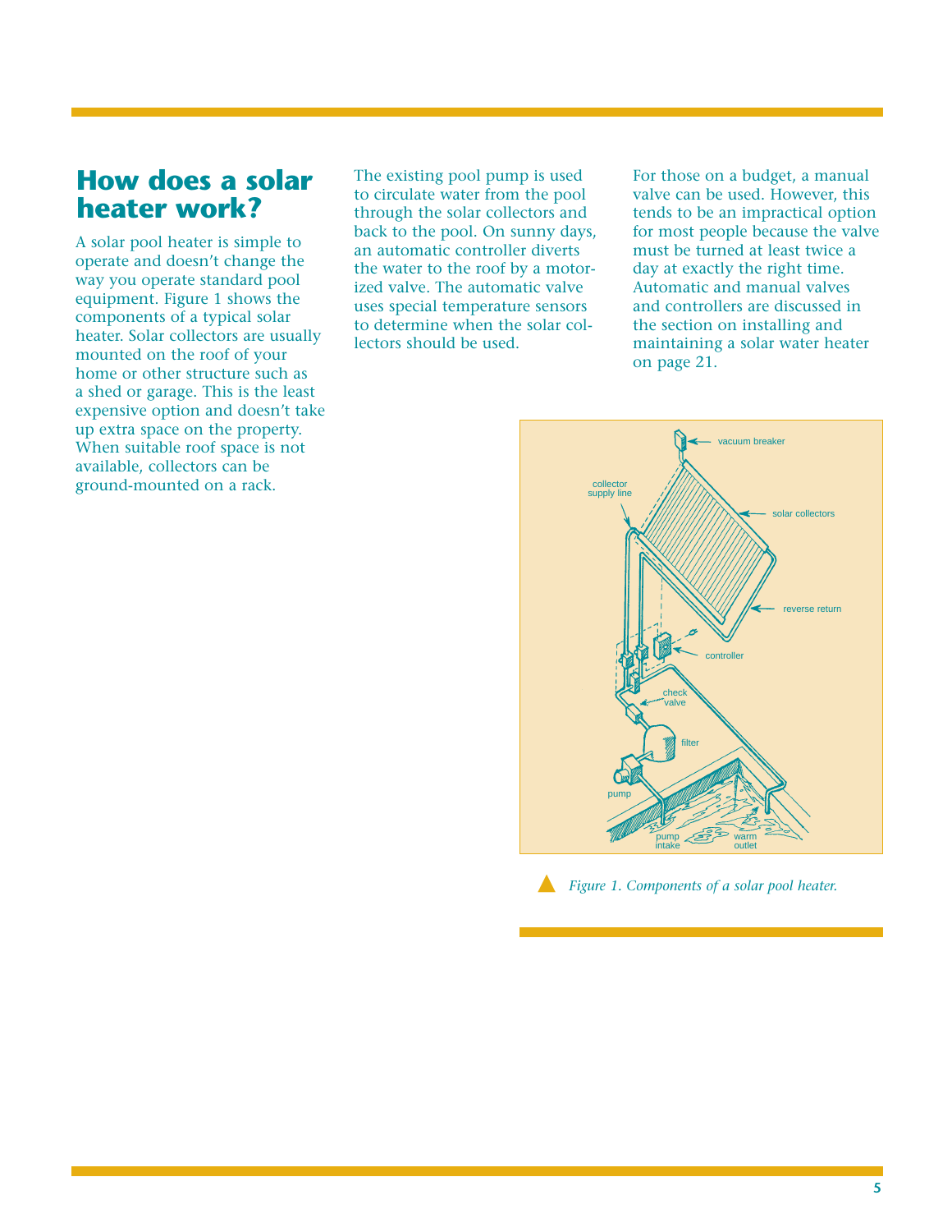# How does a solar heater work?

A solar pool heater is simple to operate and doesn't change the way you operate standard pool equipment. Figure 1 shows the components of a typical solar heater. Solar collectors are usually mounted on the roof of your home or other structure such as a shed or garage. This is the least expensive option and doesn't take up extra space on the property. When suitable roof space is not available, collectors can be ground-mounted on a rack.

The existing pool pump is used to circulate water from the pool through the solar collectors and back to the pool. On sunny days, an automatic controller diverts the water to the roof by a motorized valve. The automatic valve uses special temperature sensors to determine when the solar collectors should be used.

For those on a budget, a manual valve can be used. However, this tends to be an impractical option for most people because the valve must be turned at least twice a day at exactly the right time. Automatic and manual valves and controllers are discussed in the section on installing and maintaining a solar water heater on page 21.

*Figure 1. Components of a solar pool heater.*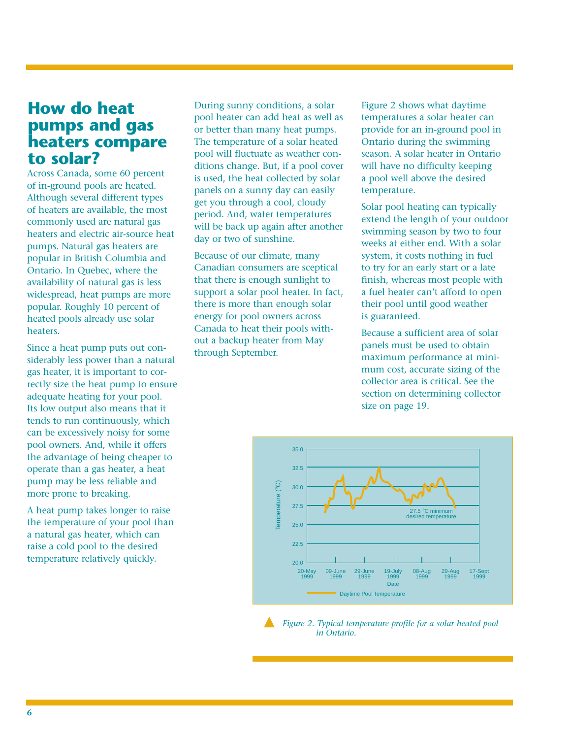# How do heat pumps and gas heaters compare to solar?

Across Canada, some 60 percent of in-ground pools are heated. Although several different types of heaters are available, the most commonly used are natural gas heaters and electric air-source heat pumps. Natural gas heaters are popular in British Columbia and Ontario. In Quebec, where the availability of natural gas is less widespread, heat pumps are more popular. Roughly 10 percent of heated pools already use solar heaters.

Since a heat pump puts out considerably less power than a natural gas heater, it is important to correctly size the heat pump to ensure adequate heating for your pool. Its low output also means that it tends to run continuously, which can be excessively noisy for some pool owners. And, while it offers the advantage of being cheaper to operate than a gas heater, a heat pump may be less reliable and more prone to breaking.

A heat pump takes longer to raise the temperature of your pool than a natural gas heater, which can raise a cold pool to the desired temperature relatively quickly.

During sunny conditions, a solar pool heater can add heat as well as or better than many heat pumps. The temperature of a solar heated pool will fluctuate as weather conditions change. But, if a pool cover is used, the heat collected by solar panels on a sunny day can easily get you through a cool, cloudy period. And, water temperatures will be back up again after another day or two of sunshine.

Because of our climate, many Canadian consumers are sceptical that there is enough sunlight to support a solar pool heater. In fact, there is more than enough solar energy for pool owners across Canada to heat their pools without a backup heater from May through September.

Figure 2 shows what daytime temperatures a solar heater can provide for an in-ground pool in Ontario during the swimming season. A solar heater in Ontario will have no difficulty keeping a pool well above the desired temperature.

Solar pool heating can typically extend the length of your outdoor swimming season by two to four weeks at either end. With a solar system, it costs nothing in fuel to try for an early start or a late finish, whereas most people with a fuel heater can't afford to open their pool until good weather is guaranteed.

Because a sufficient area of solar panels must be used to obtain maximum performance at minimum cost, accurate sizing of the collector area is critical. See the section on determining collector size on page 19.

*Figure 2. Typical temperature profile for a solar heated pool in Ontario.*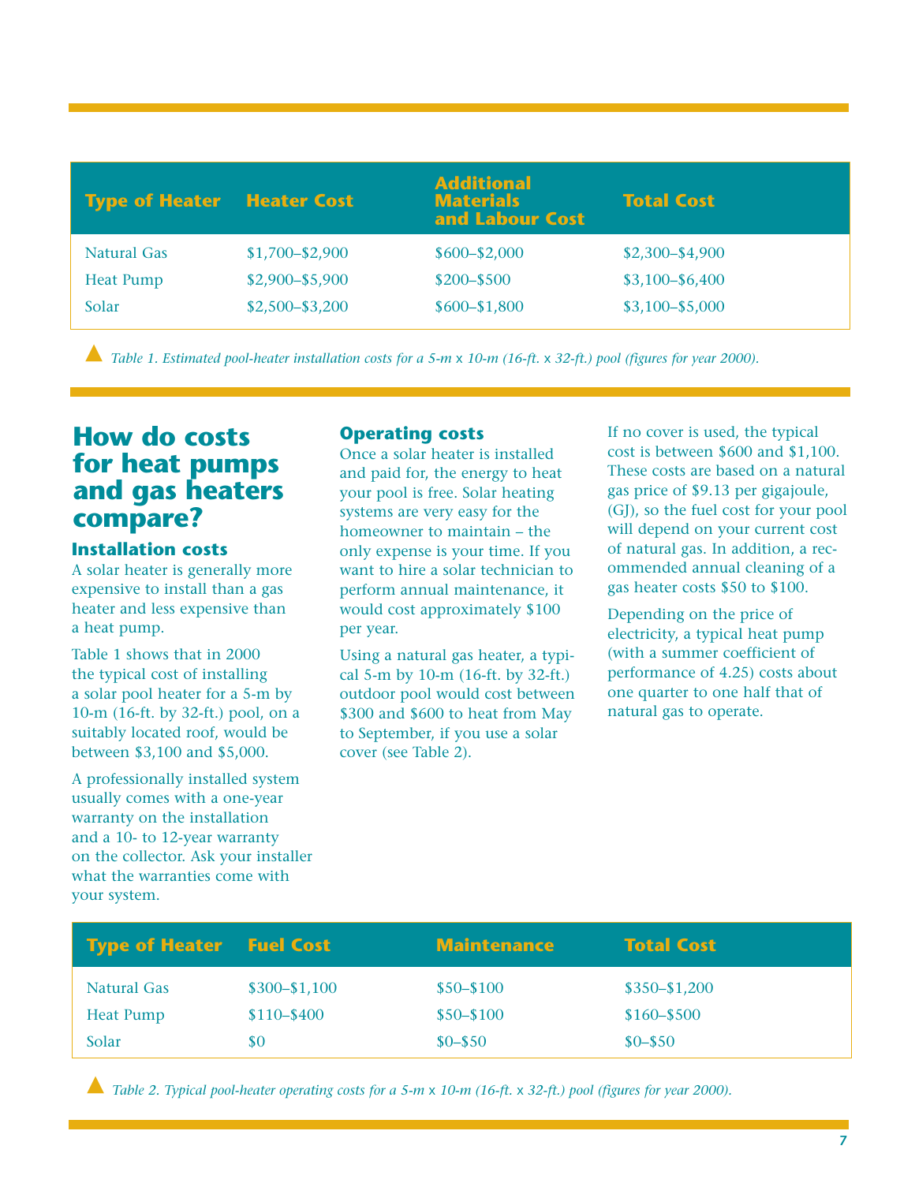| Type of Heater | Heater Cost | Additional Materials and Labour Cost | Total Cost |
|---|---|---|---|
| Natural Gas | $1,700–$2,900 | $600–$2,000 | $2,300–$4,900 |
| Heat Pump | $2,900–$5,900 | $200–$500 | $3,100–$6,400 |
| Solar | $2,500–$3,200 | $600–$1,800 | $3,100–$5,000 |

*Table 1. Estimated pool-heater installation costs for a 5-m x 10-m (16-ft. x 32-ft.) pool (figures for year 2000).*

## How do costs for heat pumps and gas heaters compare?

### Installation costs

A solar heater is generally more expensive to install than a gas heater and less expensive than a heat pump.

Table 1 shows that in 2000 the typical cost of installing a solar pool heater for a 5-m by 10-m (16-ft. by 32-ft.) pool, on a suitably located roof, would be between $3,100 and $5,000.

A professionally installed system usually comes with a one-year warranty on the installation and a 10- to 12-year warranty on the collector. Ask your installer what the warranties come with your system.

### Operating costs

Once a solar heater is installed and paid for, the energy to heat your pool is free. Solar heating systems are very easy for the homeowner to maintain – the only expense is your time. If you want to hire a solar technician to perform annual maintenance, it would cost approximately $100 per year.

Using a natural gas heater, a typical 5-m by 10-m (16-ft. by 32-ft.) outdoor pool would cost between $300 and $600 to heat from May to September, if you use a solar cover (see Table 2).

If no cover is used, the typical cost is between $600 and $1,100. These costs are based on a natural gas price of $9.13 per gigajoule, (GJ), so the fuel cost for your pool will depend on your current cost of natural gas. In addition, a recommended annual cleaning of a gas heater costs $50 to $100.

Depending on the price of electricity, a typical heat pump (with a summer coefficient of performance of 4.25) costs about one quarter to one half that of natural gas to operate.

| Type of Heater | Fuel Cost | Maintenance | Total Cost |
|---|---|---|---|
| Natural Gas | $300–$1,100 | $50–$100 | $350–$1,200 |
| Heat Pump | $110–$400 | $50–$100 | $160–$500 |
| Solar | $0 | $0–$50 | $0–$50 |

*Table 2. Typical pool-heater operating costs for a 5-m x 10-m (16-ft. x 32-ft.) pool (figures for year 2000).*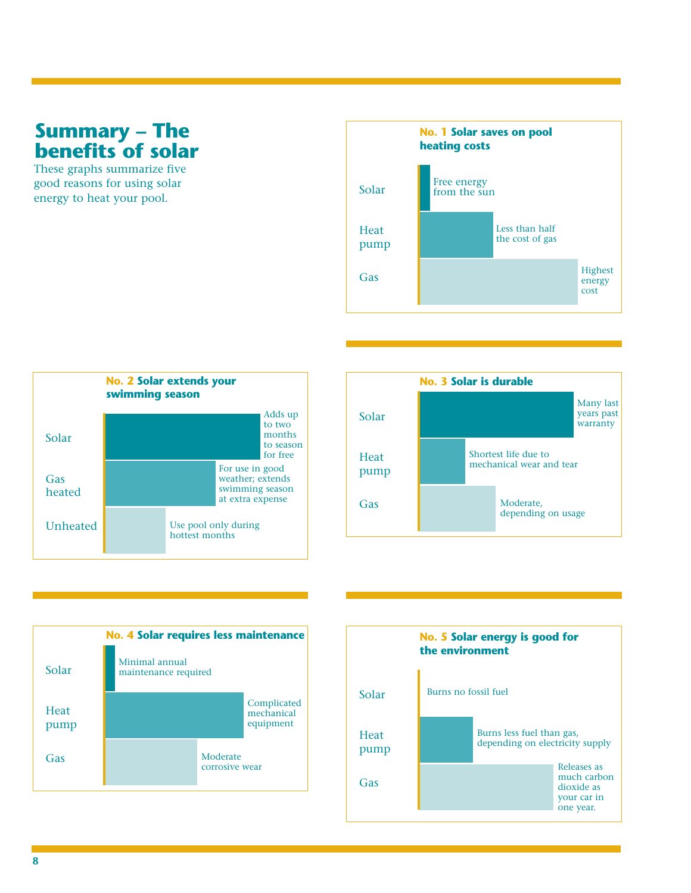# Summary – The benefits of solar

These graphs summarize five good reasons for using solar energy to heat your pool.

### No. 1 Solar saves on pool heating costs

| | |
|---|---|
| Solar | Free energy from the sun |
| Heat pump | Less than half the cost of gas |
| Gas | Highest energy cost |

### No. 2 Solar extends your swimming season

| | |
|---|---|
| Solar | Adds up to two months to season for free |
| Gas heated | For use in good weather; extends swimming season at extra expense |
| Unheated | Use pool only during hottest months |

### No. 3 Solar is durable

| | |
|---|---|
| Solar | Many last years past warranty |
| Heat pump | Shortest life due to mechanical wear and tear |
| Gas | Moderate, depending on usage |

### No. 4 Solar requires less maintenance

| | |
|---|---|
| Solar | Minimal annual maintenance required |
| Heat pump | Complicated mechanical equipment |
| Gas | Moderate corrosive wear |

### No. 5 Solar energy is good for the environment

| | |
|---|---|
| Solar | Burns no fossil fuel |
| Heat pump | Burns less fuel than gas, depending on electricity supply |
| Gas | Releases as much carbon dioxide as your car in one year. |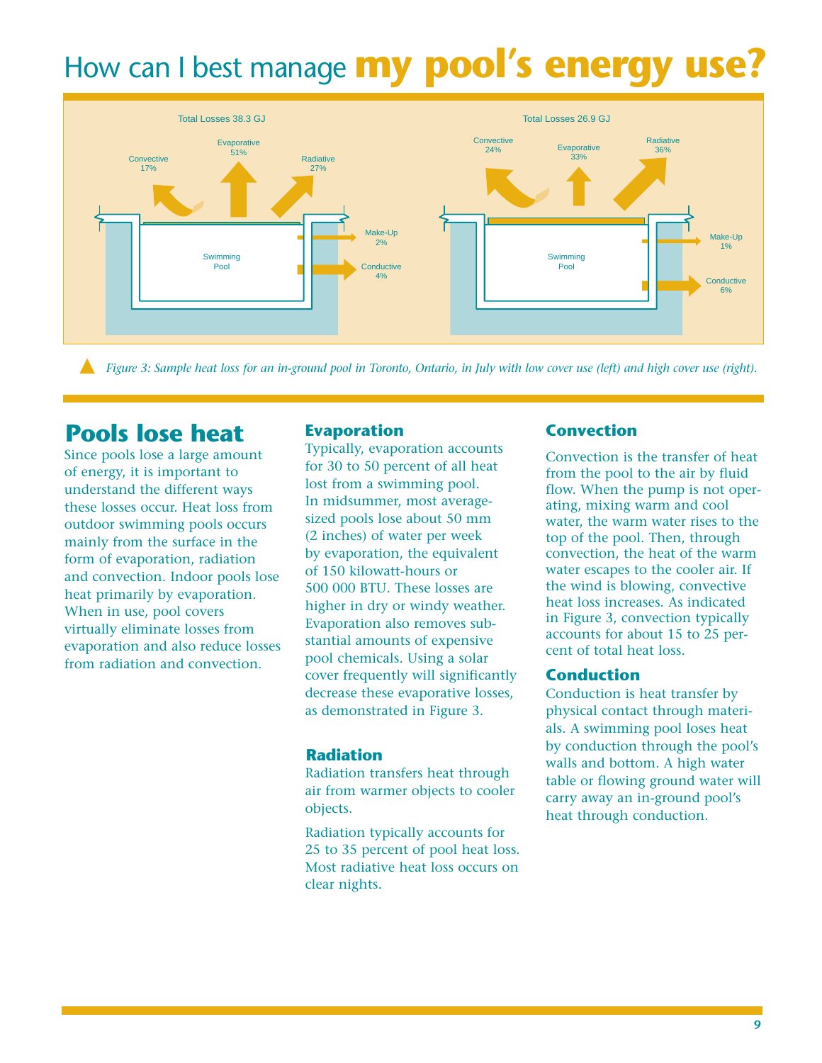# How can I best manage **my pool's energy use?**

Total Losses 38.3 GJ

Convective 17%
Evaporative 51%
Radiative 27%
Make-Up 2%
Conductive 4%
Swimming Pool

Total Losses 26.9 GJ

Convective 24%
Evaporative 33%
Radiative 36%
Make-Up 1%
Conductive 6%
Swimming Pool

*Figure 3: Sample heat loss for an in-ground pool in Toronto, Ontario, in July with low cover use (left) and high cover use (right).*

## Pools lose heat

Since pools lose a large amount of energy, it is important to understand the different ways these losses occur. Heat loss from outdoor swimming pools occurs mainly from the surface in the form of evaporation, radiation and convection. Indoor pools lose heat primarily by evaporation. When in use, pool covers virtually eliminate losses from evaporation and also reduce losses from radiation and convection.

### Evaporation

Typically, evaporation accounts for 30 to 50 percent of all heat lost from a swimming pool. In midsummer, most average-sized pools lose about 50 mm (2 inches) of water per week by evaporation, the equivalent of 150 kilowatt-hours or 500 000 BTU. These losses are higher in dry or windy weather. Evaporation also removes substantial amounts of expensive pool chemicals. Using a solar cover frequently will significantly decrease these evaporative losses, as demonstrated in Figure 3.

### Radiation

Radiation transfers heat through air from warmer objects to cooler objects.

Radiation typically accounts for 25 to 35 percent of pool heat loss. Most radiative heat loss occurs on clear nights.

### Convection

Convection is the transfer of heat from the pool to the air by fluid flow. When the pump is not operating, mixing warm and cool water, the warm water rises to the top of the pool. Then, through convection, the heat of the warm water escapes to the cooler air. If the wind is blowing, convective heat loss increases. As indicated in Figure 3, convection typically accounts for about 15 to 25 percent of total heat loss.

### Conduction

Conduction is heat transfer by physical contact through materials. A swimming pool loses heat by conduction through the pool's walls and bottom. A high water table or flowing ground water will carry away an in-ground pool's heat through conduction.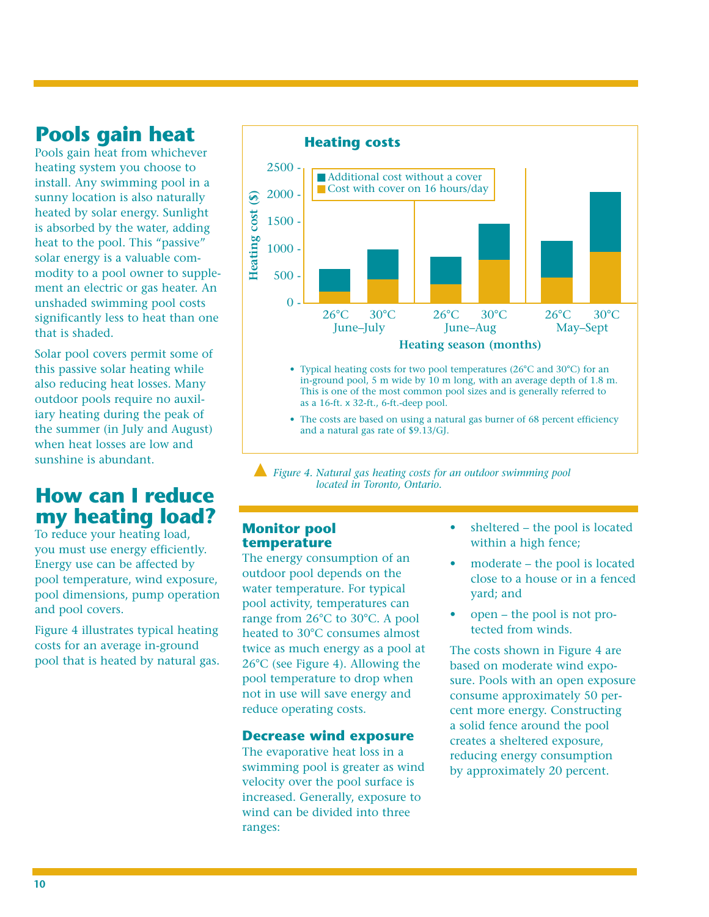## Pools gain heat

Pools gain heat from whichever heating system you choose to install. Any swimming pool in a sunny location is also naturally heated by solar energy. Sunlight is absorbed by the water, adding heat to the pool. This "passive" solar energy is a valuable commodity to a pool owner to supplement an electric or gas heater. An unshaded swimming pool costs significantly less to heat than one that is shaded.

Solar pool covers permit some of this passive solar heating while also reducing heat losses. Many outdoor pools require no auxiliary heating during the peak of the summer (in July and August) when heat losses are low and sunshine is abundant.

## How can I reduce my heating load?

To reduce your heating load, you must use energy efficiently. Energy use can be affected by pool temperature, wind exposure, pool dimensions, pump operation and pool covers.

Figure 4 illustrates typical heating costs for an average in-ground pool that is heated by natural gas.

**Heating costs**

- Typical heating costs for two pool temperatures (26°C and 30°C) for an in-ground pool, 5 m wide by 10 m long, with an average depth of 1.8 m. This is one of the most common pool sizes and is generally referred to as a 16-ft. x 32-ft., 6-ft.-deep pool.
- The costs are based on using a natural gas burner of 68 percent efficiency and a natural gas rate of $9.13/GJ.

*Figure 4. Natural gas heating costs for an outdoor swimming pool located in Toronto, Ontario.*

### Monitor pool temperature

The energy consumption of an outdoor pool depends on the water temperature. For typical pool activity, temperatures can range from 26°C to 30°C. A pool heated to 30°C consumes almost twice as much energy as a pool at 26°C (see Figure 4). Allowing the pool temperature to drop when not in use will save energy and reduce operating costs.

### Decrease wind exposure

The evaporative heat loss in a swimming pool is greater as wind velocity over the pool surface is increased. Generally, exposure to wind can be divided into three ranges:

- sheltered – the pool is located within a high fence;
- moderate – the pool is located close to a house or in a fenced yard; and
- open – the pool is not protected from winds.

The costs shown in Figure 4 are based on moderate wind exposure. Pools with an open exposure consume approximately 50 percent more energy. Constructing a solid fence around the pool creates a sheltered exposure, reducing energy consumption by approximately 20 percent.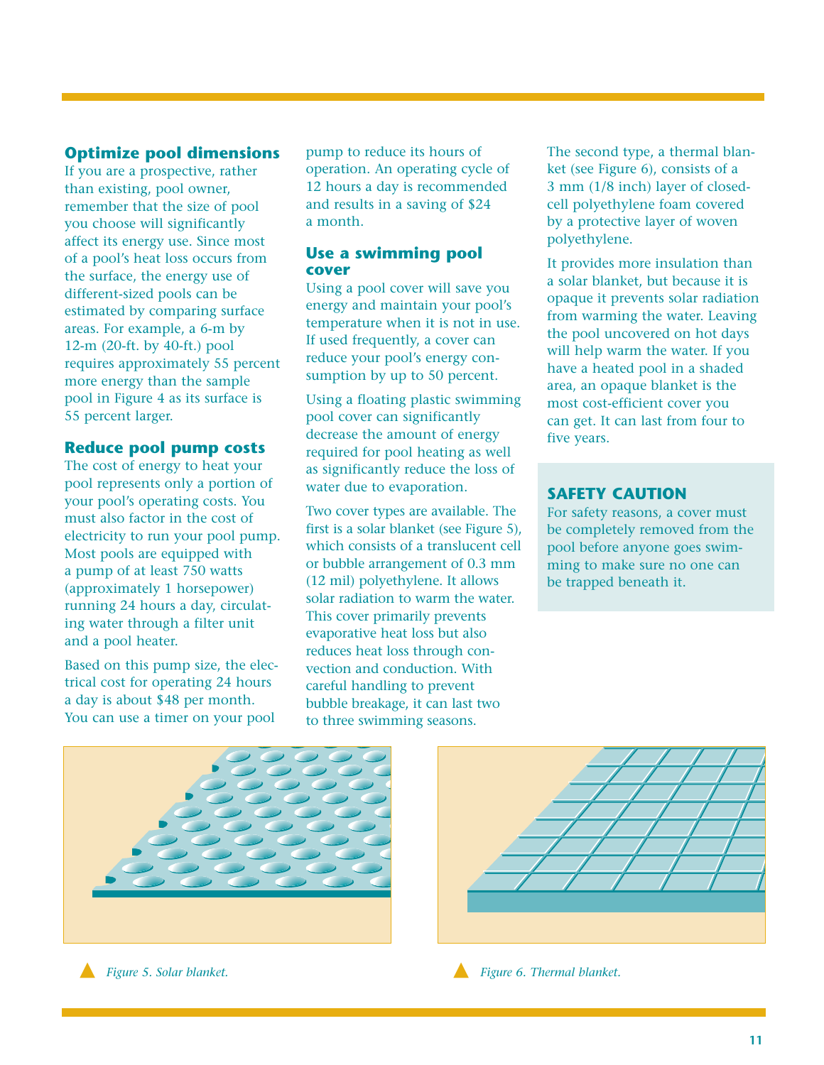## Optimize pool dimensions

If you are a prospective, rather than existing, pool owner, remember that the size of pool you choose will significantly affect its energy use. Since most of a pool's heat loss occurs from the surface, the energy use of different-sized pools can be estimated by comparing surface areas. For example, a 6-m by 12-m (20-ft. by 40-ft.) pool requires approximately 55 percent more energy than the sample pool in Figure 4 as its surface is 55 percent larger.

## Reduce pool pump costs

The cost of energy to heat your pool represents only a portion of your pool's operating costs. You must also factor in the cost of electricity to run your pool pump. Most pools are equipped with a pump of at least 750 watts (approximately 1 horsepower) running 24 hours a day, circulating water through a filter unit and a pool heater.

Based on this pump size, the electrical cost for operating 24 hours a day is about $48 per month. You can use a timer on your pool pump to reduce its hours of operation. An operating cycle of 12 hours a day is recommended and results in a saving of $24 a month.

## Use a swimming pool cover

Using a pool cover will save you energy and maintain your pool's temperature when it is not in use. If used frequently, a cover can reduce your pool's energy consumption by up to 50 percent.

Using a floating plastic swimming pool cover can significantly decrease the amount of energy required for pool heating as well as significantly reduce the loss of water due to evaporation.

Two cover types are available. The first is a solar blanket (see Figure 5), which consists of a translucent cell or bubble arrangement of 0.3 mm (12 mil) polyethylene. It allows solar radiation to warm the water. This cover primarily prevents evaporative heat loss but also reduces heat loss through convection and conduction. With careful handling to prevent bubble breakage, it can last two to three swimming seasons.

The second type, a thermal blanket (see Figure 6), consists of a 3 mm (1/8 inch) layer of closed-cell polyethylene foam covered by a protective layer of woven polyethylene.

It provides more insulation than a solar blanket, but because it is opaque it prevents solar radiation from warming the water. Leaving the pool uncovered on hot days will help warm the water. If you have a heated pool in a shaded area, an opaque blanket is the most cost-efficient cover you can get. It can last from four to five years.

### SAFETY CAUTION

For safety reasons, a cover must be completely removed from the pool before anyone goes swimming to make sure no one can be trapped beneath it.

*Figure 5. Solar blanket.*

*Figure 6. Thermal blanket.*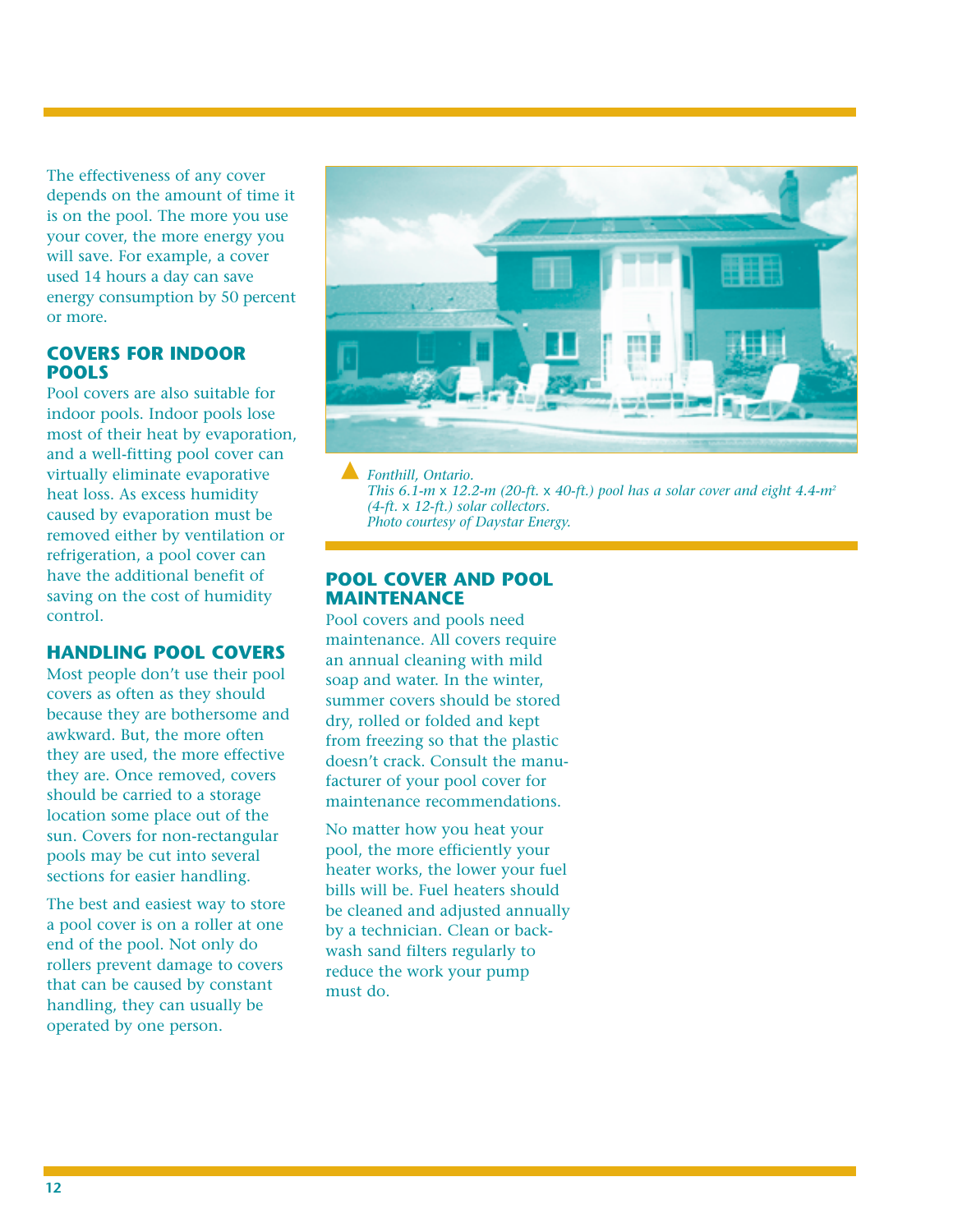The effectiveness of any cover depends on the amount of time it is on the pool. The more you use your cover, the more energy you will save. For example, a cover used 14 hours a day can save energy consumption by 50 percent or more.

## COVERS FOR INDOOR POOLS

Pool covers are also suitable for indoor pools. Indoor pools lose most of their heat by evaporation, and a well-fitting pool cover can virtually eliminate evaporative heat loss. As excess humidity caused by evaporation must be removed either by ventilation or refrigeration, a pool cover can have the additional benefit of saving on the cost of humidity control.

## HANDLING POOL COVERS

Most people don't use their pool covers as often as they should because they are bothersome and awkward. But, the more often they are used, the more effective they are. Once removed, covers should be carried to a storage location some place out of the sun. Covers for non-rectangular pools may be cut into several sections for easier handling.

The best and easiest way to store a pool cover is on a roller at one end of the pool. Not only do rollers prevent damage to covers that can be caused by constant handling, they can usually be operated by one person.

*Fonthill, Ontario.*
*This 6.1-m x 12.2-m (20-ft. x 40-ft.) pool has a solar cover and eight 4.4-m² (4-ft. x 12-ft.) solar collectors.*
*Photo courtesy of Daystar Energy.*

## POOL COVER AND POOL MAINTENANCE

Pool covers and pools need maintenance. All covers require an annual cleaning with mild soap and water. In the winter, summer covers should be stored dry, rolled or folded and kept from freezing so that the plastic doesn't crack. Consult the manufacturer of your pool cover for maintenance recommendations.

No matter how you heat your pool, the more efficiently your heater works, the lower your fuel bills will be. Fuel heaters should be cleaned and adjusted annually by a technician. Clean or backwash sand filters regularly to reduce the work your pump must do.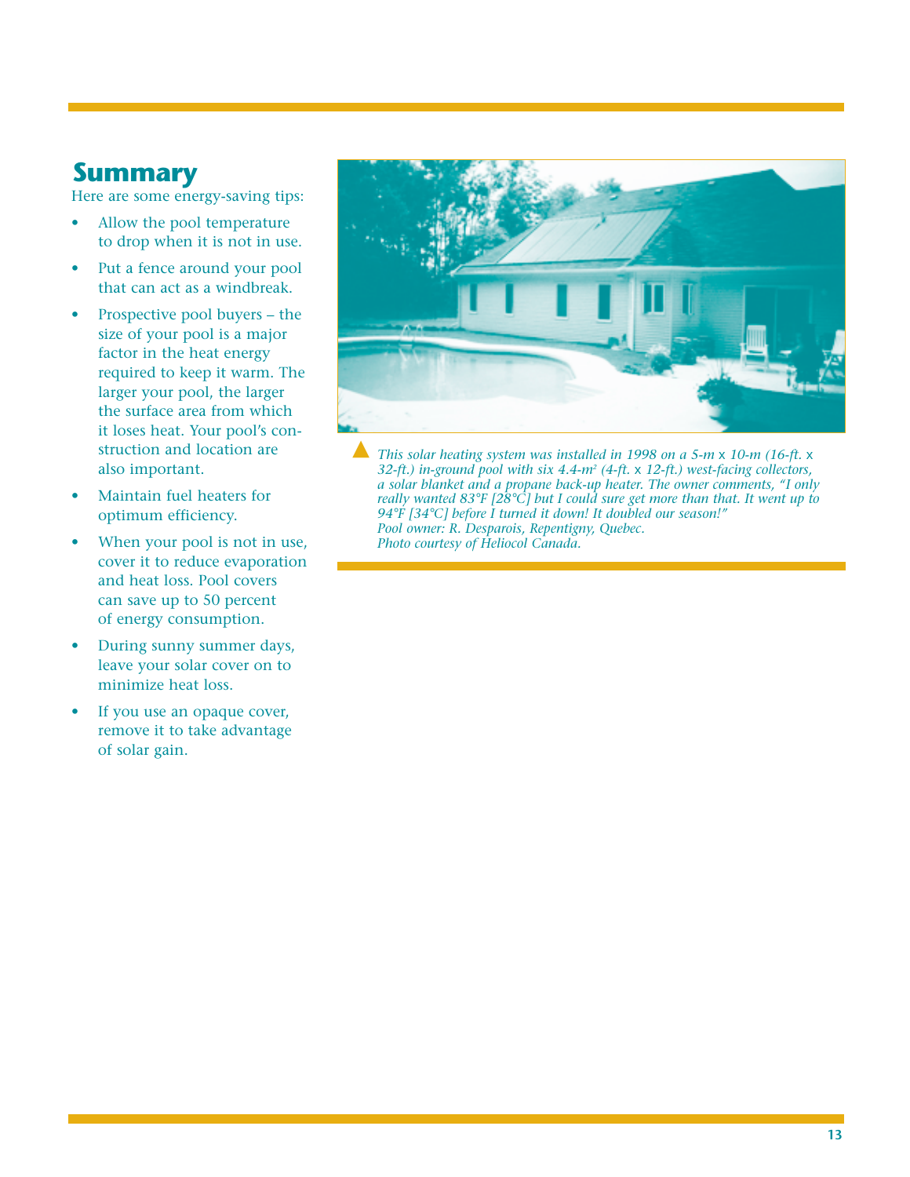## Summary

Here are some energy-saving tips:

- Allow the pool temperature to drop when it is not in use.
- Put a fence around your pool that can act as a windbreak.
- Prospective pool buyers – the size of your pool is a major factor in the heat energy required to keep it warm. The larger your pool, the larger the surface area from which it loses heat. Your pool's construction and location are also important.
- Maintain fuel heaters for optimum efficiency.
- When your pool is not in use, cover it to reduce evaporation and heat loss. Pool covers can save up to 50 percent of energy consumption.
- During sunny summer days, leave your solar cover on to minimize heat loss.
- If you use an opaque cover, remove it to take advantage of solar gain.

*This solar heating system was installed in 1998 on a 5-m x 10-m (16-ft. x 32-ft.) in-ground pool with six 4.4-m² (4-ft. x 12-ft.) west-facing collectors, a solar blanket and a propane back-up heater. The owner comments, "I only really wanted 83°F [28°C] but I could sure get more than that. It went up to 94°F [34°C] before I turned it down! It doubled our season!"*
*Pool owner: R. Desparois, Repentigny, Quebec.*
*Photo courtesy of Heliocol Canada.*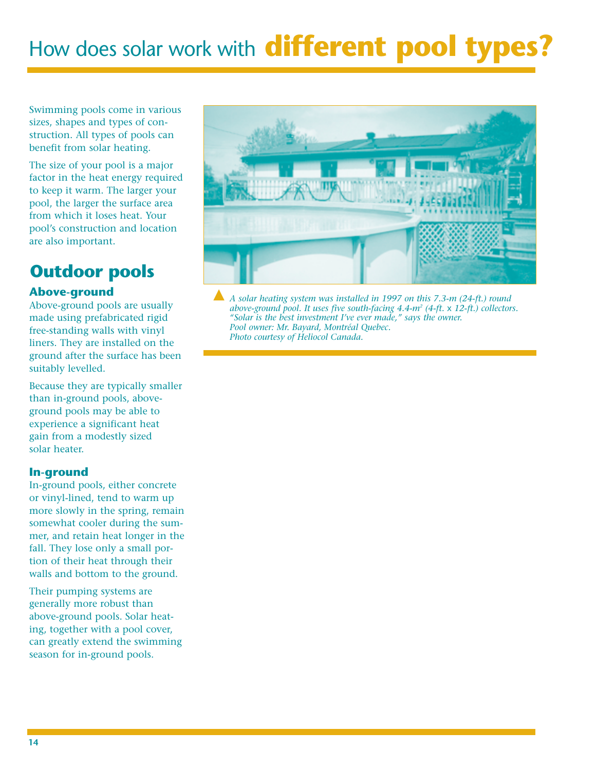# How does solar work with **different pool types?**

Swimming pools come in various sizes, shapes and types of construction. All types of pools can benefit from solar heating.

The size of your pool is a major factor in the heat energy required to keep it warm. The larger your pool, the larger the surface area from which it loses heat. Your pool's construction and location are also important.

## Outdoor pools

### Above-ground

Above-ground pools are usually made using prefabricated rigid free-standing walls with vinyl liners. They are installed on the ground after the surface has been suitably levelled.

Because they are typically smaller than in-ground pools, above-ground pools may be able to experience a significant heat gain from a modestly sized solar heater.

### In-ground

In-ground pools, either concrete or vinyl-lined, tend to warm up more slowly in the spring, remain somewhat cooler during the summer, and retain heat longer in the fall. They lose only a small portion of their heat through their walls and bottom to the ground.

Their pumping systems are generally more robust than above-ground pools. Solar heating, together with a pool cover, can greatly extend the swimming season for in-ground pools.

*A solar heating system was installed in 1997 on this 7.3-m (24-ft.) round above-ground pool. It uses five south-facing 4.4-m² (4-ft. x 12-ft.) collectors. "Solar is the best investment I've ever made," says the owner. Pool owner: Mr. Bayard, Montréal Quebec. Photo courtesy of Heliocol Canada.*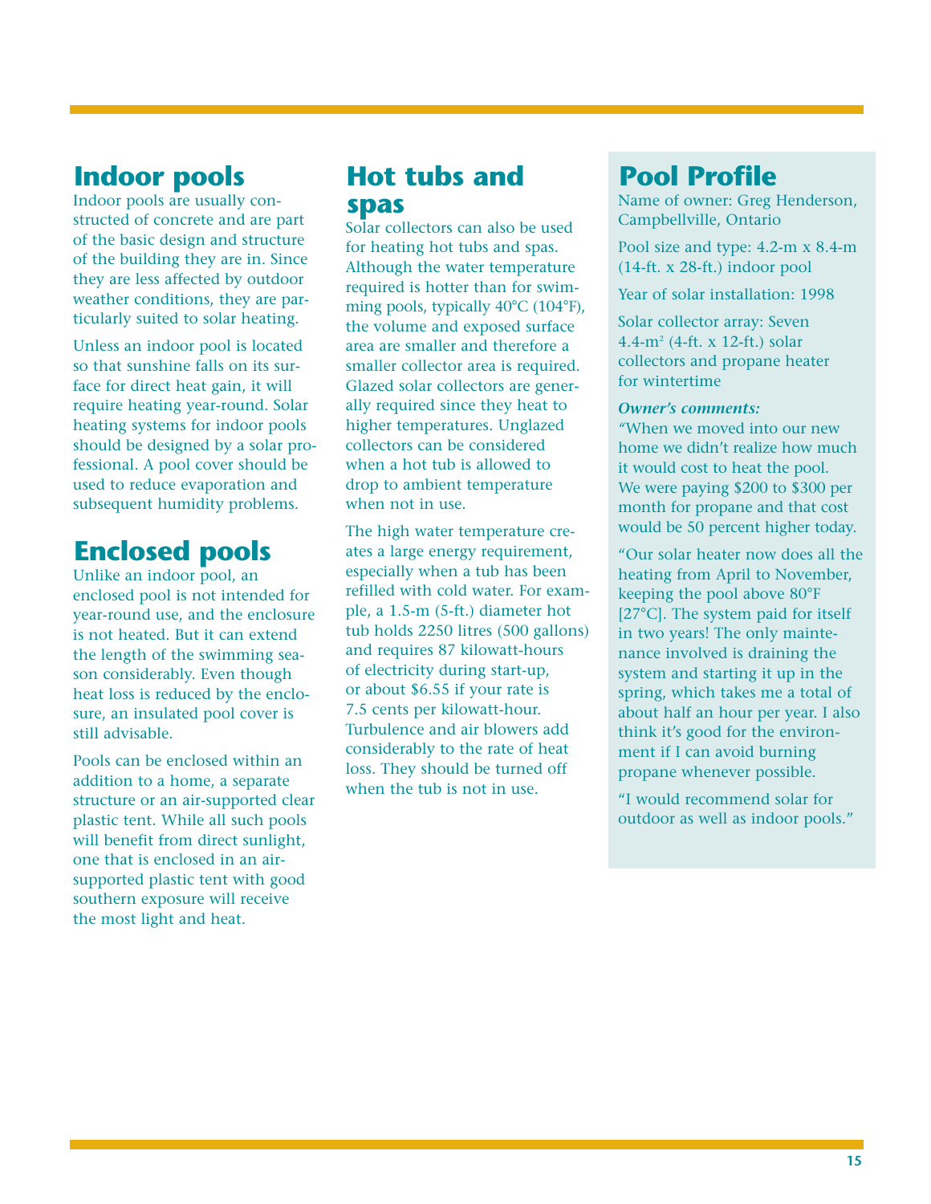## Indoor pools

Indoor pools are usually constructed of concrete and are part of the basic design and structure of the building they are in. Since they are less affected by outdoor weather conditions, they are particularly suited to solar heating.

Unless an indoor pool is located so that sunshine falls on its surface for direct heat gain, it will require heating year-round. Solar heating systems for indoor pools should be designed by a solar professional. A pool cover should be used to reduce evaporation and subsequent humidity problems.

## Enclosed pools

Unlike an indoor pool, an enclosed pool is not intended for year-round use, and the enclosure is not heated. But it can extend the length of the swimming season considerably. Even though heat loss is reduced by the enclosure, an insulated pool cover is still advisable.

Pools can be enclosed within an addition to a home, a separate structure or an air-supported clear plastic tent. While all such pools will benefit from direct sunlight, one that is enclosed in an air-supported plastic tent with good southern exposure will receive the most light and heat.

## Hot tubs and spas

Solar collectors can also be used for heating hot tubs and spas. Although the water temperature required is hotter than for swimming pools, typically 40°C (104°F), the volume and exposed surface area are smaller and therefore a smaller collector area is required. Glazed solar collectors are generally required since they heat to higher temperatures. Unglazed collectors can be considered when a hot tub is allowed to drop to ambient temperature when not in use.

The high water temperature creates a large energy requirement, especially when a tub has been refilled with cold water. For example, a 1.5-m (5-ft.) diameter hot tub holds 2250 litres (500 gallons) and requires 87 kilowatt-hours of electricity during start-up, or about $6.55 if your rate is 7.5 cents per kilowatt-hour. Turbulence and air blowers add considerably to the rate of heat loss. They should be turned off when the tub is not in use.

## Pool Profile

Name of owner: Greg Henderson, Campbellville, Ontario

Pool size and type: 4.2-m x 8.4-m (14-ft. x 28-ft.) indoor pool

Year of solar installation: 1998

Solar collector array: Seven 4.4-m² (4-ft. x 12-ft.) solar collectors and propane heater for wintertime

***Owner's comments:***

"When we moved into our new home we didn't realize how much it would cost to heat the pool. We were paying $200 to $300 per month for propane and that cost would be 50 percent higher today.

"Our solar heater now does all the heating from April to November, keeping the pool above 80°F [27°C]. The system paid for itself in two years! The only maintenance involved is draining the system and starting it up in the spring, which takes me a total of about half an hour per year. I also think it's good for the environment if I can avoid burning propane whenever possible.

"I would recommend solar for outdoor as well as indoor pools."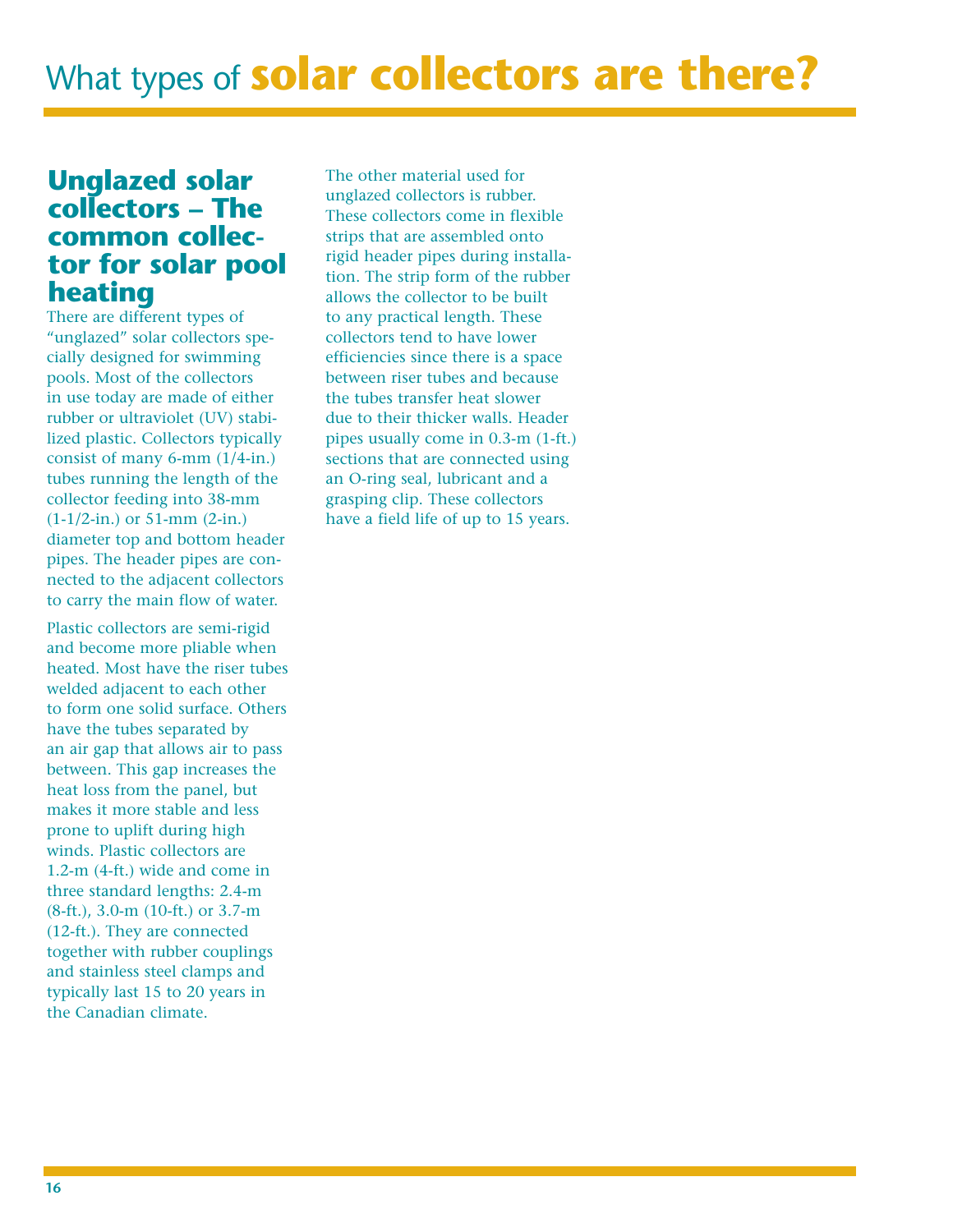# What types of **solar collectors are there?**

## Unglazed solar collectors – The common collector for solar pool heating

There are different types of "unglazed" solar collectors specially designed for swimming pools. Most of the collectors in use today are made of either rubber or ultraviolet (UV) stabilized plastic. Collectors typically consist of many 6-mm (1/4-in.) tubes running the length of the collector feeding into 38-mm (1-1/2-in.) or 51-mm (2-in.) diameter top and bottom header pipes. The header pipes are connected to the adjacent collectors to carry the main flow of water.

Plastic collectors are semi-rigid and become more pliable when heated. Most have the riser tubes welded adjacent to each other to form one solid surface. Others have the tubes separated by an air gap that allows air to pass between. This gap increases the heat loss from the panel, but makes it more stable and less prone to uplift during high winds. Plastic collectors are 1.2-m (4-ft.) wide and come in three standard lengths: 2.4-m (8-ft.), 3.0-m (10-ft.) or 3.7-m (12-ft.). They are connected together with rubber couplings and stainless steel clamps and typically last 15 to 20 years in the Canadian climate.

The other material used for unglazed collectors is rubber. These collectors come in flexible strips that are assembled onto rigid header pipes during installation. The strip form of the rubber allows the collector to be built to any practical length. These collectors tend to have lower efficiencies since there is a space between riser tubes and because the tubes transfer heat slower due to their thicker walls. Header pipes usually come in 0.3-m (1-ft.) sections that are connected using an O-ring seal, lubricant and a grasping clip. These collectors have a field life of up to 15 years.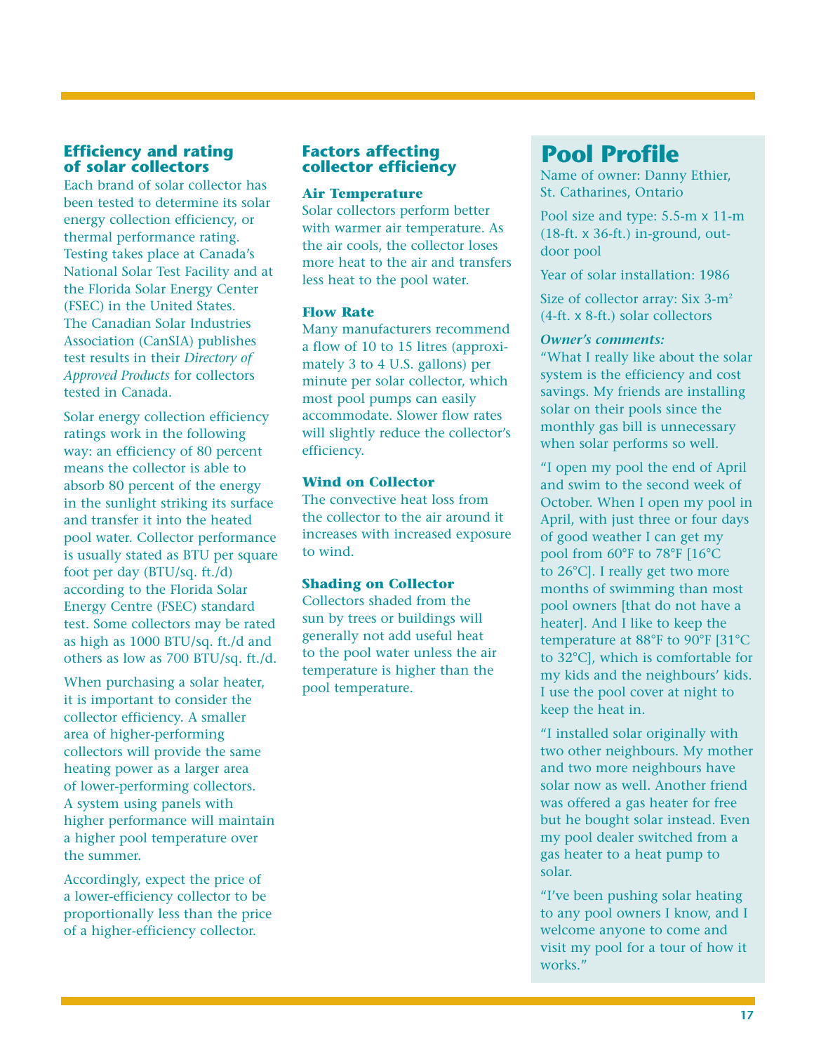## Efficiency and rating of solar collectors

Each brand of solar collector has been tested to determine its solar energy collection efficiency, or thermal performance rating. Testing takes place at Canada's National Solar Test Facility and at the Florida Solar Energy Center (FSEC) in the United States. The Canadian Solar Industries Association (CanSIA) publishes test results in their *Directory of Approved Products* for collectors tested in Canada.

Solar energy collection efficiency ratings work in the following way: an efficiency of 80 percent means the collector is able to absorb 80 percent of the energy in the sunlight striking its surface and transfer it into the heated pool water. Collector performance is usually stated as BTU per square foot per day (BTU/sq. ft./d) according to the Florida Solar Energy Centre (FSEC) standard test. Some collectors may be rated as high as 1000 BTU/sq. ft./d and others as low as 700 BTU/sq. ft./d.

When purchasing a solar heater, it is important to consider the collector efficiency. A smaller area of higher-performing collectors will provide the same heating power as a larger area of lower-performing collectors. A system using panels with higher performance will maintain a higher pool temperature over the summer.

Accordingly, expect the price of a lower-efficiency collector to be proportionally less than the price of a higher-efficiency collector.

## Factors affecting collector efficiency

### Air Temperature

Solar collectors perform better with warmer air temperature. As the air cools, the collector loses more heat to the air and transfers less heat to the pool water.

### Flow Rate

Many manufacturers recommend a flow of 10 to 15 litres (approximately 3 to 4 U.S. gallons) per minute per solar collector, which most pool pumps can easily accommodate. Slower flow rates will slightly reduce the collector's efficiency.

### Wind on Collector

The convective heat loss from the collector to the air around it increases with increased exposure to wind.

### Shading on Collector

Collectors shaded from the sun by trees or buildings will generally not add useful heat to the pool water unless the air temperature is higher than the pool temperature.

## Pool Profile

Name of owner: Danny Ethier, St. Catharines, Ontario

Pool size and type: 5.5-m x 11-m (18-ft. x 36-ft.) in-ground, outdoor pool

Year of solar installation: 1986

Size of collector array: Six 3-m$^2$ (4-ft. x 8-ft.) solar collectors

***Owner's comments:***

"What I really like about the solar system is the efficiency and cost savings. My friends are installing solar on their pools since the monthly gas bill is unnecessary when solar performs so well.

"I open my pool the end of April and swim to the second week of October. When I open my pool in April, with just three or four days of good weather I can get my pool from 60°F to 78°F [16°C to 26°C]. I really get two more months of swimming than most pool owners [that do not have a heater]. And I like to keep the temperature at 88°F to 90°F [31°C to 32°C], which is comfortable for my kids and the neighbours' kids. I use the pool cover at night to keep the heat in.

"I installed solar originally with two other neighbours. My mother and two more neighbours have solar now as well. Another friend was offered a gas heater for free but he bought solar instead. Even my pool dealer switched from a gas heater to a heat pump to solar.

"I've been pushing solar heating to any pool owners I know, and I welcome anyone to come and visit my pool for a tour of how it works."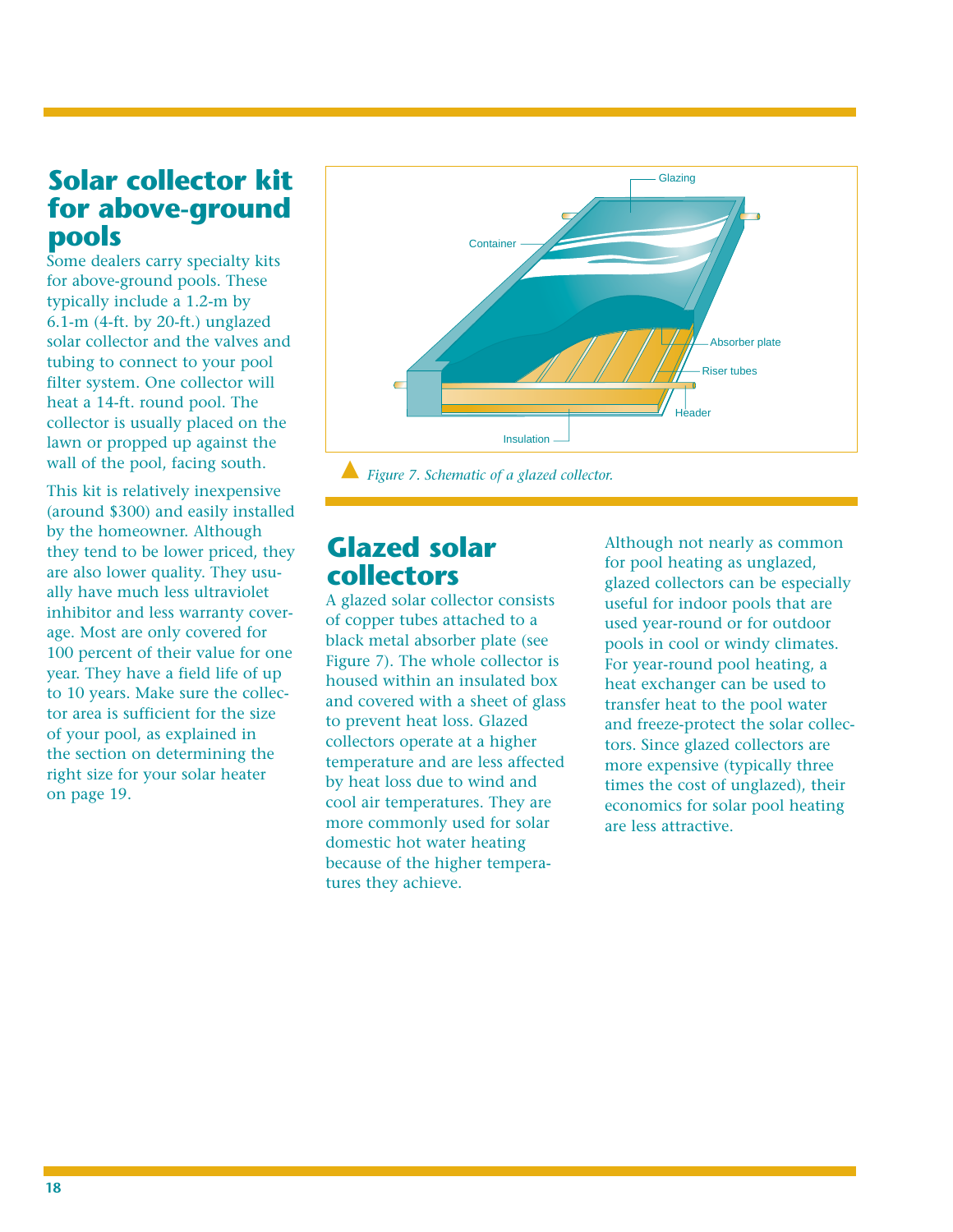## Solar collector kit for above-ground pools

Some dealers carry specialty kits for above-ground pools. These typically include a 1.2-m by 6.1-m (4-ft. by 20-ft.) unglazed solar collector and the valves and tubing to connect to your pool filter system. One collector will heat a 14-ft. round pool. The collector is usually placed on the lawn or propped up against the wall of the pool, facing south.

This kit is relatively inexpensive (around $300) and easily installed by the homeowner. Although they tend to be lower priced, they are also lower quality. They usually have much less ultraviolet inhibitor and less warranty coverage. Most are only covered for 100 percent of their value for one year. They have a field life of up to 10 years. Make sure the collector area is sufficient for the size of your pool, as explained in the section on determining the right size for your solar heater on page 19.

*Figure 7. Schematic of a glazed collector.*

## Glazed solar collectors

A glazed solar collector consists of copper tubes attached to a black metal absorber plate (see Figure 7). The whole collector is housed within an insulated box and covered with a sheet of glass to prevent heat loss. Glazed collectors operate at a higher temperature and are less affected by heat loss due to wind and cool air temperatures. They are more commonly used for solar domestic hot water heating because of the higher temperatures they achieve.

Although not nearly as common for pool heating as unglazed, glazed collectors can be especially useful for indoor pools that are used year-round or for outdoor pools in cool or windy climates. For year-round pool heating, a heat exchanger can be used to transfer heat to the pool water and freeze-protect the solar collectors. Since glazed collectors are more expensive (typically three times the cost of unglazed), their economics for solar pool heating are less attractive.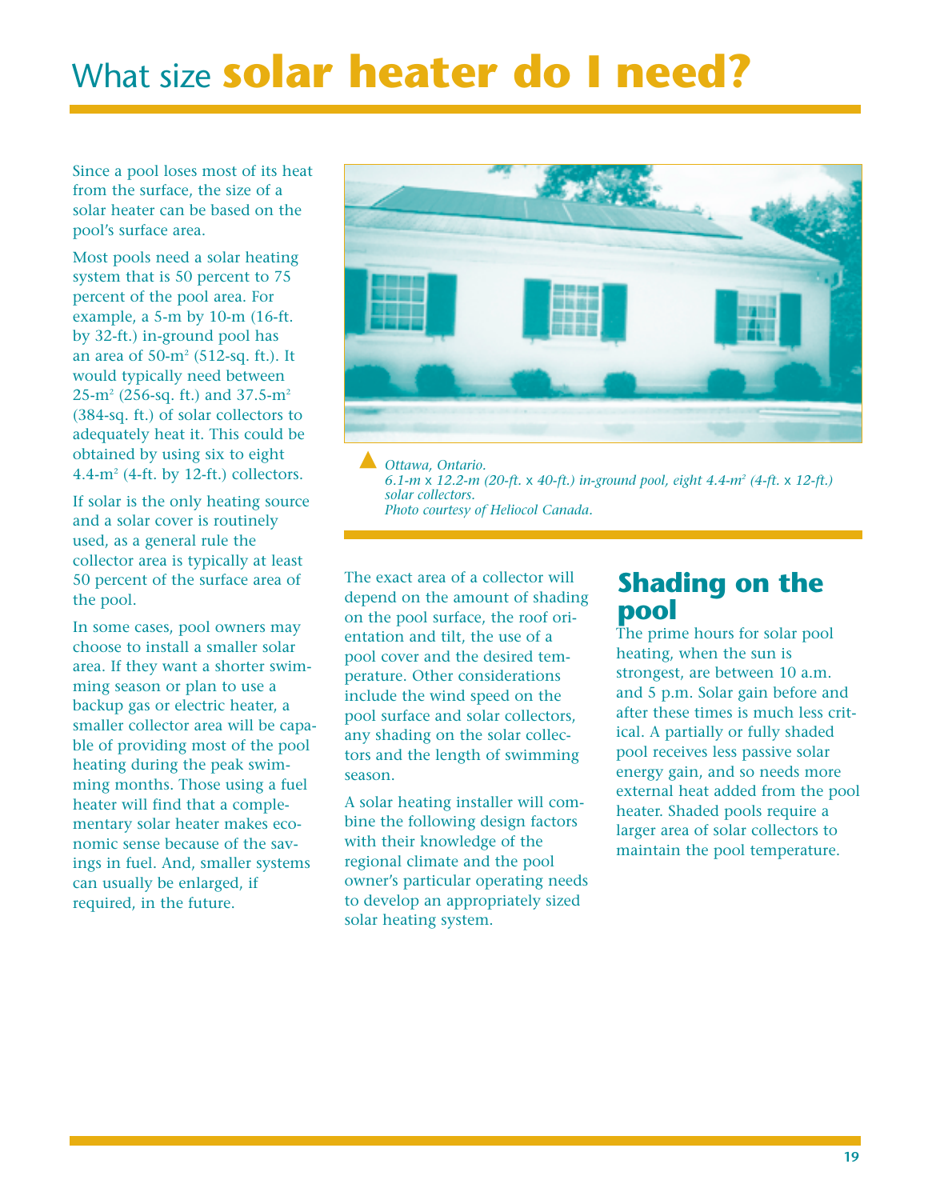# What size **solar heater do I need?**

Since a pool loses most of its heat from the surface, the size of a solar heater can be based on the pool's surface area.

Most pools need a solar heating system that is 50 percent to 75 percent of the pool area. For example, a 5-m by 10-m (16-ft. by 32-ft.) in-ground pool has an area of 50-m² (512-sq. ft.). It would typically need between 25-m² (256-sq. ft.) and 37.5-m² (384-sq. ft.) of solar collectors to adequately heat it. This could be obtained by using six to eight 4.4-m² (4-ft. by 12-ft.) collectors.

If solar is the only heating source and a solar cover is routinely used, as a general rule the collector area is typically at least 50 percent of the surface area of the pool.

In some cases, pool owners may choose to install a smaller solar area. If they want a shorter swimming season or plan to use a backup gas or electric heater, a smaller collector area will be capable of providing most of the pool heating during the peak swimming months. Those using a fuel heater will find that a complementary solar heater makes economic sense because of the savings in fuel. And, smaller systems can usually be enlarged, if required, in the future.

*Ottawa, Ontario.*
*6.1-m x 12.2-m (20-ft. x 40-ft.) in-ground pool, eight 4.4-m² (4-ft. x 12-ft.) solar collectors.*
*Photo courtesy of Heliocol Canada.*

The exact area of a collector will depend on the amount of shading on the pool surface, the roof orientation and tilt, the use of a pool cover and the desired temperature. Other considerations include the wind speed on the pool surface and solar collectors, any shading on the solar collectors and the length of swimming season.

A solar heating installer will combine the following design factors with their knowledge of the regional climate and the pool owner's particular operating needs to develop an appropriately sized solar heating system.

## Shading on the pool

The prime hours for solar pool heating, when the sun is strongest, are between 10 a.m. and 5 p.m. Solar gain before and after these times is much less critical. A partially or fully shaded pool receives less passive solar energy gain, and so needs more external heat added from the pool heater. Shaded pools require a larger area of solar collectors to maintain the pool temperature.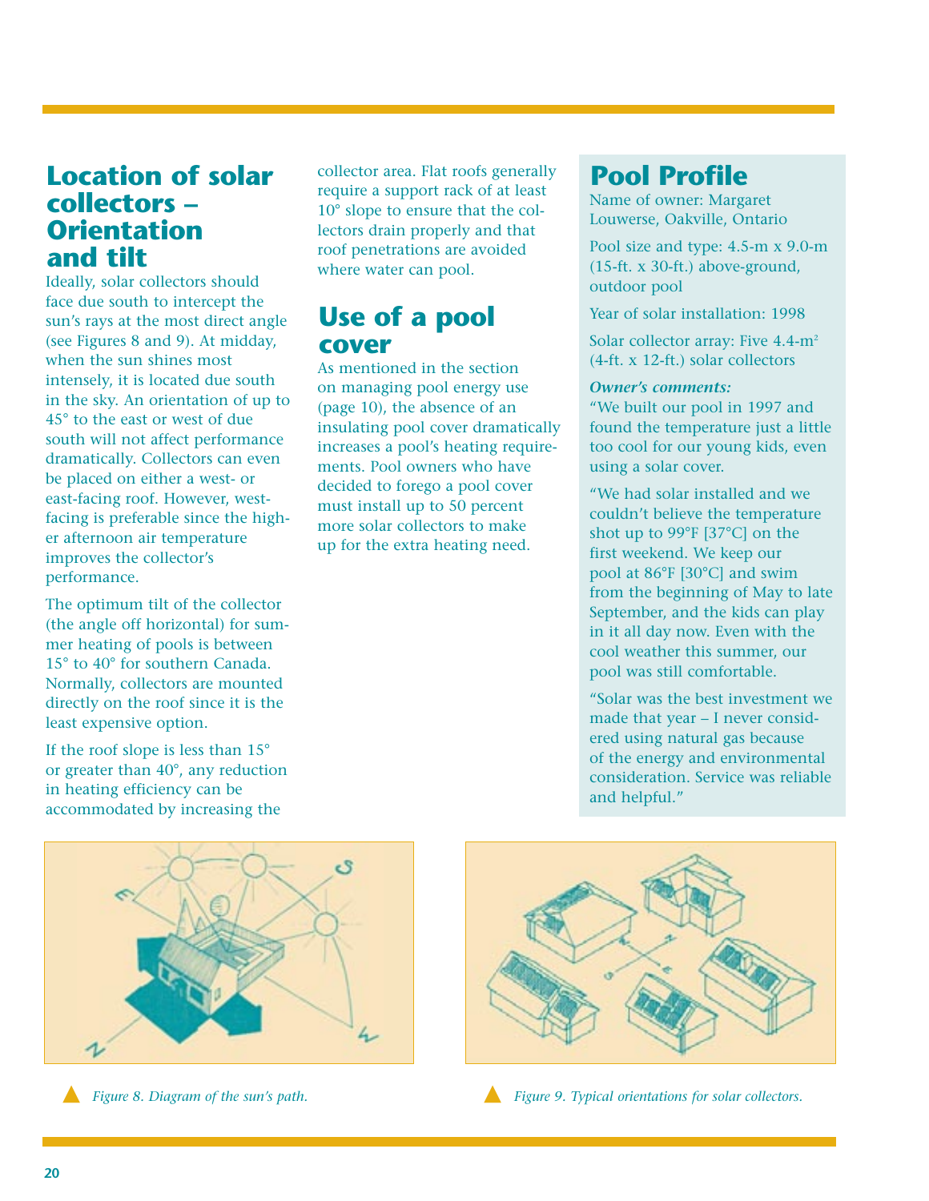## Location of solar collectors – Orientation and tilt

Ideally, solar collectors should face due south to intercept the sun's rays at the most direct angle (see Figures 8 and 9). At midday, when the sun shines most intensely, it is located due south in the sky. An orientation of up to 45° to the east or west of due south will not affect performance dramatically. Collectors can even be placed on either a west- or east-facing roof. However, west-facing is preferable since the higher afternoon air temperature improves the collector's performance.

The optimum tilt of the collector (the angle off horizontal) for summer heating of pools is between 15° to 40° for southern Canada. Normally, collectors are mounted directly on the roof since it is the least expensive option.

If the roof slope is less than 15° or greater than 40°, any reduction in heating efficiency can be accommodated by increasing the collector area. Flat roofs generally require a support rack of at least 10° slope to ensure that the collectors drain properly and that roof penetrations are avoided where water can pool.

## Use of a pool cover

As mentioned in the section on managing pool energy use (page 10), the absence of an insulating pool cover dramatically increases a pool's heating requirements. Pool owners who have decided to forego a pool cover must install up to 50 percent more solar collectors to make up for the extra heating need.

## Pool Profile

Name of owner: Margaret Louwerse, Oakville, Ontario

Pool size and type: 4.5-m x 9.0-m (15-ft. x 30-ft.) above-ground, outdoor pool

Year of solar installation: 1998

Solar collector array: Five 4.4-$m^2$ (4-ft. x 12-ft.) solar collectors

***Owner's comments:***

"We built our pool in 1997 and found the temperature just a little too cool for our young kids, even using a solar cover.

"We had solar installed and we couldn't believe the temperature shot up to 99°F [37°C] on the first weekend. We keep our pool at 86°F [30°C] and swim from the beginning of May to late September, and the kids can play in it all day now. Even with the cool weather this summer, our pool was still comfortable.

"Solar was the best investment we made that year – I never considered using natural gas because of the energy and environmental consideration. Service was reliable and helpful."

*Figure 8. Diagram of the sun's path.*

*Figure 9. Typical orientations for solar collectors.*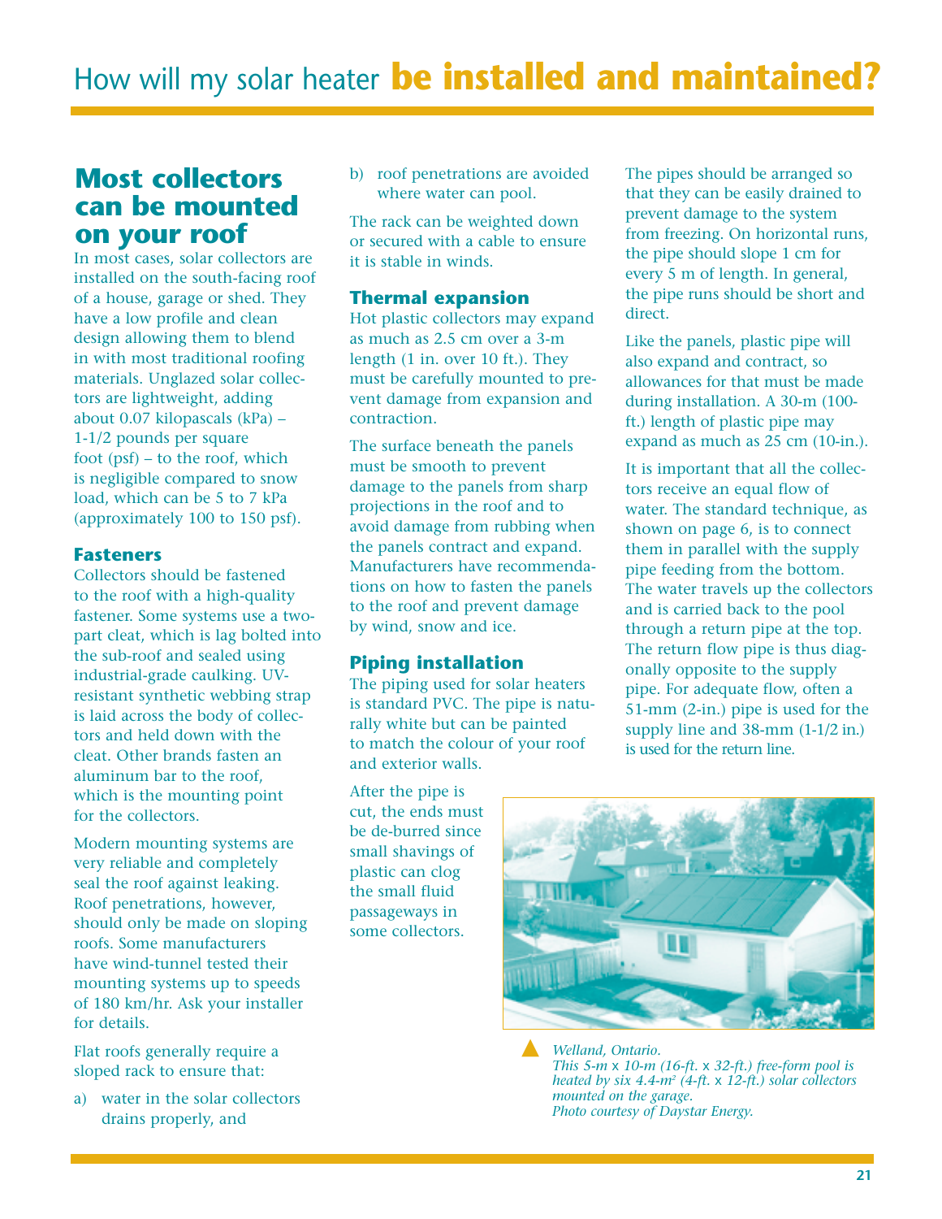# How will my solar heater **be installed and maintained?**

## Most collectors can be mounted on your roof

In most cases, solar collectors are installed on the south-facing roof of a house, garage or shed. They have a low profile and clean design allowing them to blend in with most traditional roofing materials. Unglazed solar collectors are lightweight, adding about 0.07 kilopascals (kPa) – 1-1/2 pounds per square foot (psf) – to the roof, which is negligible compared to snow load, which can be 5 to 7 kPa (approximately 100 to 150 psf).

### Fasteners

Collectors should be fastened to the roof with a high-quality fastener. Some systems use a two-part cleat, which is lag bolted into the sub-roof and sealed using industrial-grade caulking. UV-resistant synthetic webbing strap is laid across the body of collectors and held down with the cleat. Other brands fasten an aluminum bar to the roof, which is the mounting point for the collectors.

Modern mounting systems are very reliable and completely seal the roof against leaking. Roof penetrations, however, should only be made on sloping roofs. Some manufacturers have wind-tunnel tested their mounting systems up to speeds of 180 km/hr. Ask your installer for details.

Flat roofs generally require a sloped rack to ensure that:

a) water in the solar collectors drains properly, and

b) roof penetrations are avoided where water can pool.

The rack can be weighted down or secured with a cable to ensure it is stable in winds.

### Thermal expansion

Hot plastic collectors may expand as much as 2.5 cm over a 3-m length (1 in. over 10 ft.). They must be carefully mounted to prevent damage from expansion and contraction.

The surface beneath the panels must be smooth to prevent damage to the panels from sharp projections in the roof and to avoid damage from rubbing when the panels contract and expand. Manufacturers have recommendations on how to fasten the panels to the roof and prevent damage by wind, snow and ice.

### Piping installation

The piping used for solar heaters is standard PVC. The pipe is naturally white but can be painted to match the colour of your roof and exterior walls.

After the pipe is cut, the ends must be de-burred since small shavings of plastic can clog the small fluid passageways in some collectors.

The pipes should be arranged so that they can be easily drained to prevent damage to the system from freezing. On horizontal runs, the pipe should slope 1 cm for every 5 m of length. In general, the pipe runs should be short and direct.

Like the panels, plastic pipe will also expand and contract, so allowances for that must be made during installation. A 30-m (100-ft.) length of plastic pipe may expand as much as 25 cm (10-in.).

It is important that all the collectors receive an equal flow of water. The standard technique, as shown on page 6, is to connect them in parallel with the supply pipe feeding from the bottom. The water travels up the collectors and is carried back to the pool through a return pipe at the top. The return flow pipe is thus diagonally opposite to the supply pipe. For adequate flow, often a 51-mm (2-in.) pipe is used for the supply line and 38-mm (1-1/2 in.) is used for the return line.

*Welland, Ontario.*
*This 5-m x 10-m (16-ft. x 32-ft.) free-form pool is heated by six 4.4-m² (4-ft. x 12-ft.) solar collectors mounted on the garage.*
*Photo courtesy of Daystar Energy.*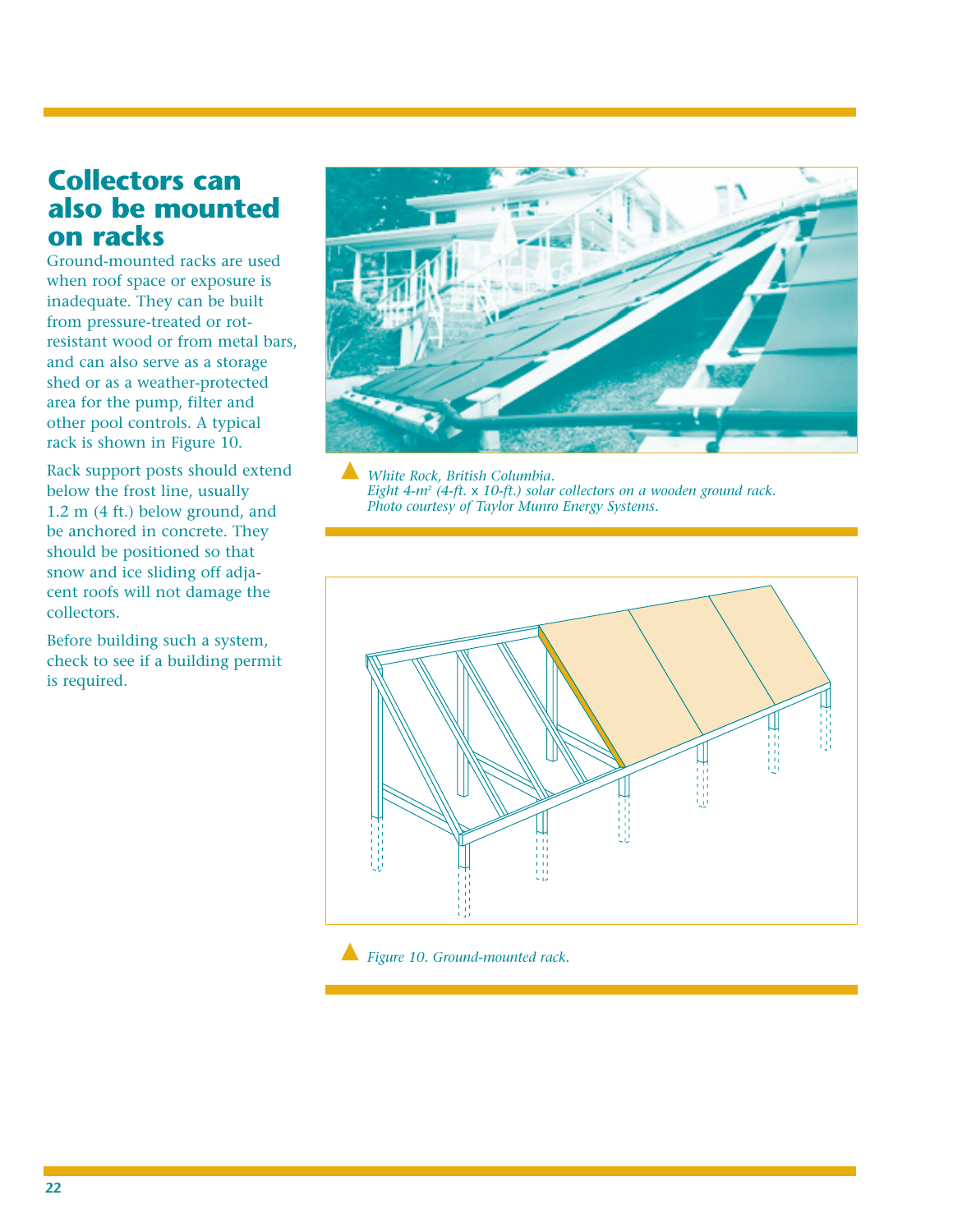## Collectors can also be mounted on racks

Ground-mounted racks are used when roof space or exposure is inadequate. They can be built from pressure-treated or rot-resistant wood or from metal bars, and can also serve as a storage shed or as a weather-protected area for the pump, filter and other pool controls. A typical rack is shown in Figure 10.

Rack support posts should extend below the frost line, usually 1.2 m (4 ft.) below ground, and be anchored in concrete. They should be positioned so that snow and ice sliding off adjacent roofs will not damage the collectors.

Before building such a system, check to see if a building permit is required.

*White Rock, British Columbia.*
*Eight 4-m² (4-ft. x 10-ft.) solar collectors on a wooden ground rack.*
*Photo courtesy of Taylor Munro Energy Systems.*

*Figure 10. Ground-mounted rack.*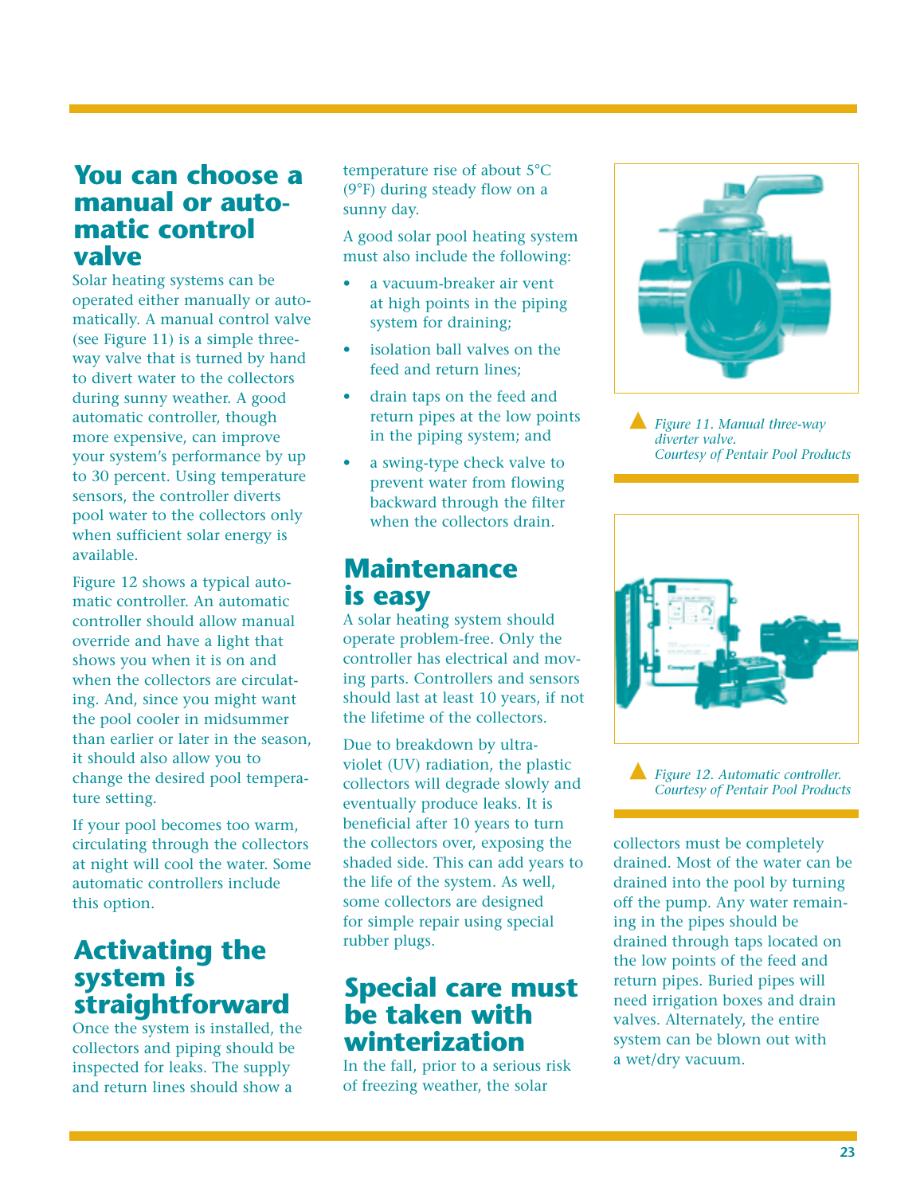## You can choose a manual or automatic control valve

Solar heating systems can be operated either manually or automatically. A manual control valve (see Figure 11) is a simple three-way valve that is turned by hand to divert water to the collectors during sunny weather. A good automatic controller, though more expensive, can improve your system's performance by up to 30 percent. Using temperature sensors, the controller diverts pool water to the collectors only when sufficient solar energy is available.

Figure 12 shows a typical automatic controller. An automatic controller should allow manual override and have a light that shows you when it is on and when the collectors are circulating. And, since you might want the pool cooler in midsummer than earlier or later in the season, it should also allow you to change the desired pool temperature setting.

If your pool becomes too warm, circulating through the collectors at night will cool the water. Some automatic controllers include this option.

## Activating the system is straightforward

Once the system is installed, the collectors and piping should be inspected for leaks. The supply and return lines should show a temperature rise of about 5°C (9°F) during steady flow on a sunny day.

A good solar pool heating system must also include the following:

- a vacuum-breaker air vent at high points in the piping system for draining;
- isolation ball valves on the feed and return lines;
- drain taps on the feed and return pipes at the low points in the piping system; and
- a swing-type check valve to prevent water from flowing backward through the filter when the collectors drain.

## Maintenance is easy

A solar heating system should operate problem-free. Only the controller has electrical and moving parts. Controllers and sensors should last at least 10 years, if not the lifetime of the collectors.

Due to breakdown by ultraviolet (UV) radiation, the plastic collectors will degrade slowly and eventually produce leaks. It is beneficial after 10 years to turn the collectors over, exposing the shaded side. This can add years to the life of the system. As well, some collectors are designed for simple repair using special rubber plugs.

## Special care must be taken with winterization

In the fall, prior to a serious risk of freezing weather, the solar collectors must be completely drained. Most of the water can be drained into the pool by turning off the pump. Any water remaining in the pipes should be drained through taps located on the low points of the feed and return pipes. Buried pipes will need irrigation boxes and drain valves. Alternately, the entire system can be blown out with a wet/dry vacuum.

*Figure 11. Manual three-way diverter valve. Courtesy of Pentair Pool Products*

*Figure 12. Automatic controller. Courtesy of Pentair Pool Products*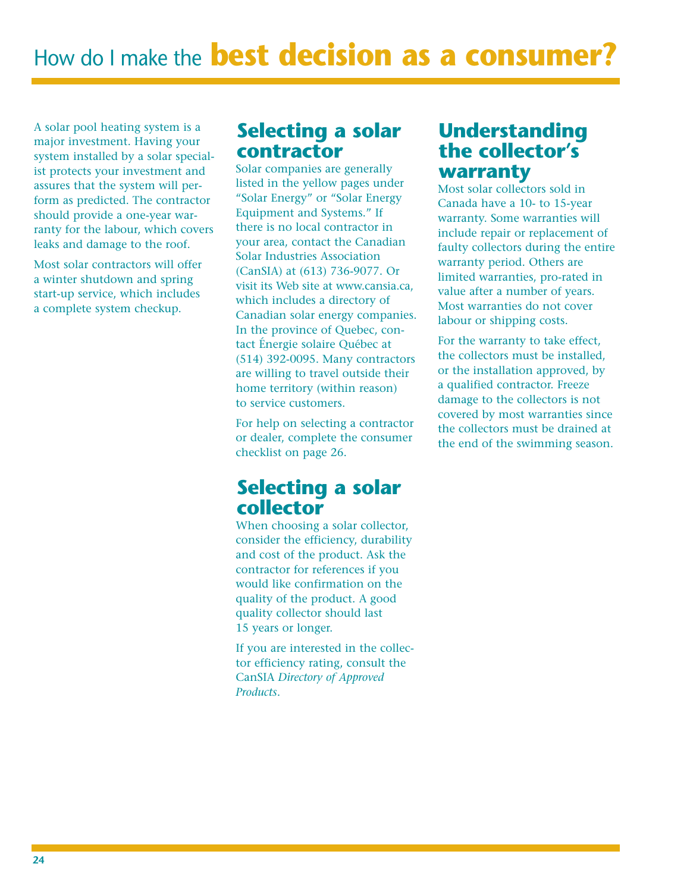# How do I make the **best decision as a consumer?**

A solar pool heating system is a major investment. Having your system installed by a solar specialist protects your investment and assures that the system will perform as predicted. The contractor should provide a one-year warranty for the labour, which covers leaks and damage to the roof.

Most solar contractors will offer a winter shutdown and spring start-up service, which includes a complete system checkup.

## Selecting a solar contractor

Solar companies are generally listed in the yellow pages under "Solar Energy" or "Solar Energy Equipment and Systems." If there is no local contractor in your area, contact the Canadian Solar Industries Association (CanSIA) at (613) 736-9077. Or visit its Web site at www.cansia.ca, which includes a directory of Canadian solar energy companies. In the province of Quebec, contact Énergie solaire Québec at (514) 392-0095. Many contractors are willing to travel outside their home territory (within reason) to service customers.

For help on selecting a contractor or dealer, complete the consumer checklist on page 26.

## Selecting a solar collector

When choosing a solar collector, consider the efficiency, durability and cost of the product. Ask the contractor for references if you would like confirmation on the quality of the product. A good quality collector should last 15 years or longer.

If you are interested in the collector efficiency rating, consult the CanSIA *Directory of Approved Products*.

## Understanding the collector's warranty

Most solar collectors sold in Canada have a 10- to 15-year warranty. Some warranties will include repair or replacement of faulty collectors during the entire warranty period. Others are limited warranties, pro-rated in value after a number of years. Most warranties do not cover labour or shipping costs.

For the warranty to take effect, the collectors must be installed, or the installation approved, by a qualified contractor. Freeze damage to the collectors is not covered by most warranties since the collectors must be drained at the end of the swimming season.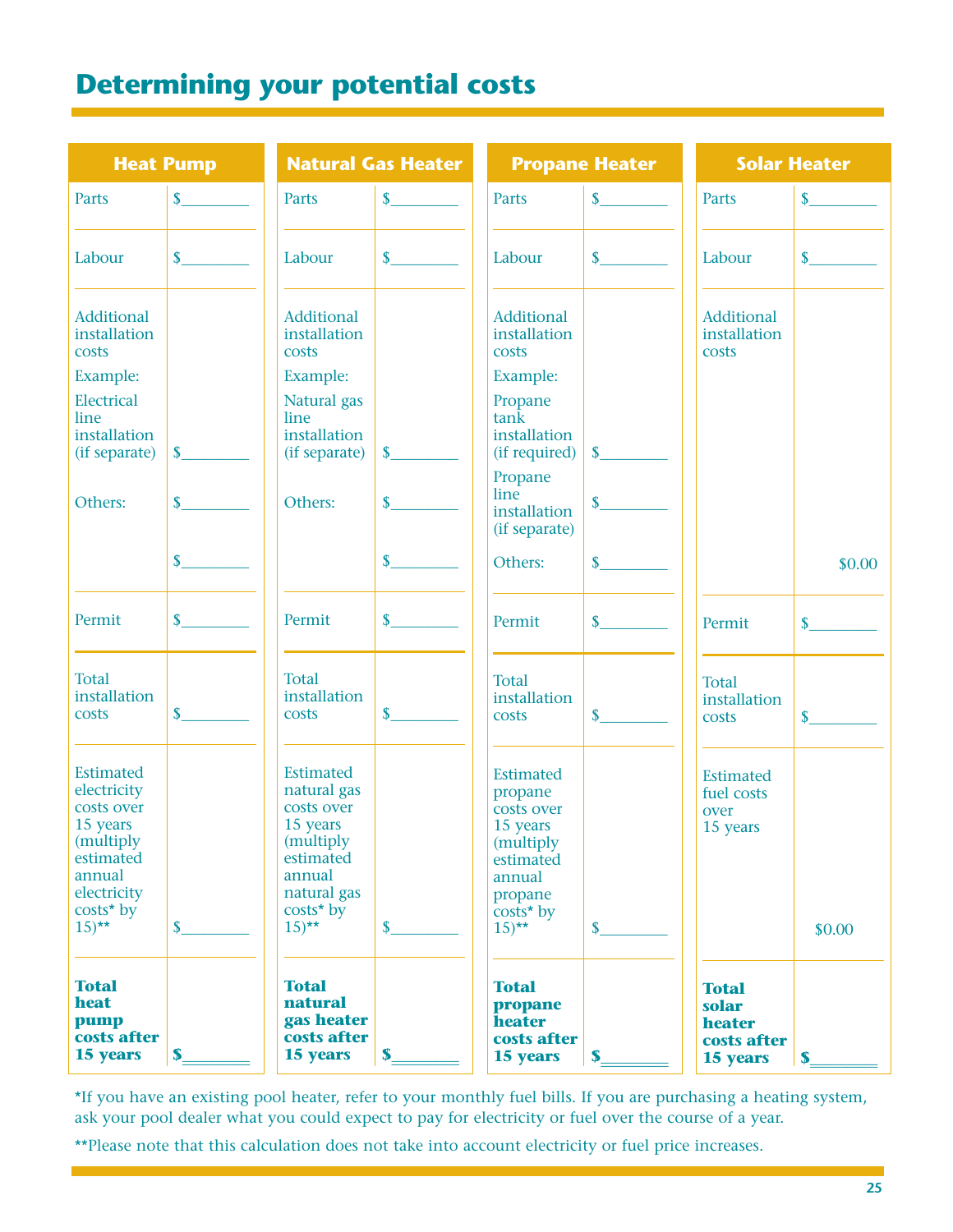# Determining your potential costs

| Heat Pump | |
|---|---|
| Parts | $________ |
| Labour | $________ |
| Additional installation costs<br>Example:<br>Electrical line installation (if separate) | $________ |
| Others: | $________<br>$________ |
| Permit | $________ |
| Total installation costs | $________ |
| Estimated electricity costs over 15 years (multiply estimated annual electricity costs* by 15)** | $________ |
| **Total heat pump costs after 15 years** | **$________** |

| Natural Gas Heater | |
|---|---|
| Parts | $________ |
| Labour | $________ |
| Additional installation costs<br>Example:<br>Natural gas line installation (if separate) | $________ |
| Others: | $________<br>$________ |
| Permit | $________ |
| Total installation costs | $________ |
| Estimated natural gas costs over 15 years (multiply estimated annual natural gas costs* by 15)** | $________ |
| **Total natural gas heater costs after 15 years** | **$________** |

| Propane Heater | |
|---|---|
| Parts | $________ |
| Labour | $________ |
| Additional installation costs<br>Example:<br>Propane tank installation (if required) | $________ |
| Propane line installation (if separate) | $________ |
| Others: | $________ |
| Permit | $________ |
| Total installation costs | $________ |
| Estimated propane costs over 15 years (multiply estimated annual propane costs* by 15)** | $________ |
| **Total propane heater costs after 15 years** | **$________** |

| Solar Heater | |
|---|---|
| Parts | $________ |
| Labour | $________ |
| Additional installation costs | $0.00 |
| Permit | $________ |
| Total installation costs | $________ |
| Estimated fuel costs over 15 years | $0.00 |
| **Total solar heater costs after 15 years** | **$________** |

*If you have an existing pool heater, refer to your monthly fuel bills. If you are purchasing a heating system, ask your pool dealer what you could expect to pay for electricity or fuel over the course of a year.

**Please note that this calculation does not take into account electricity or fuel price increases.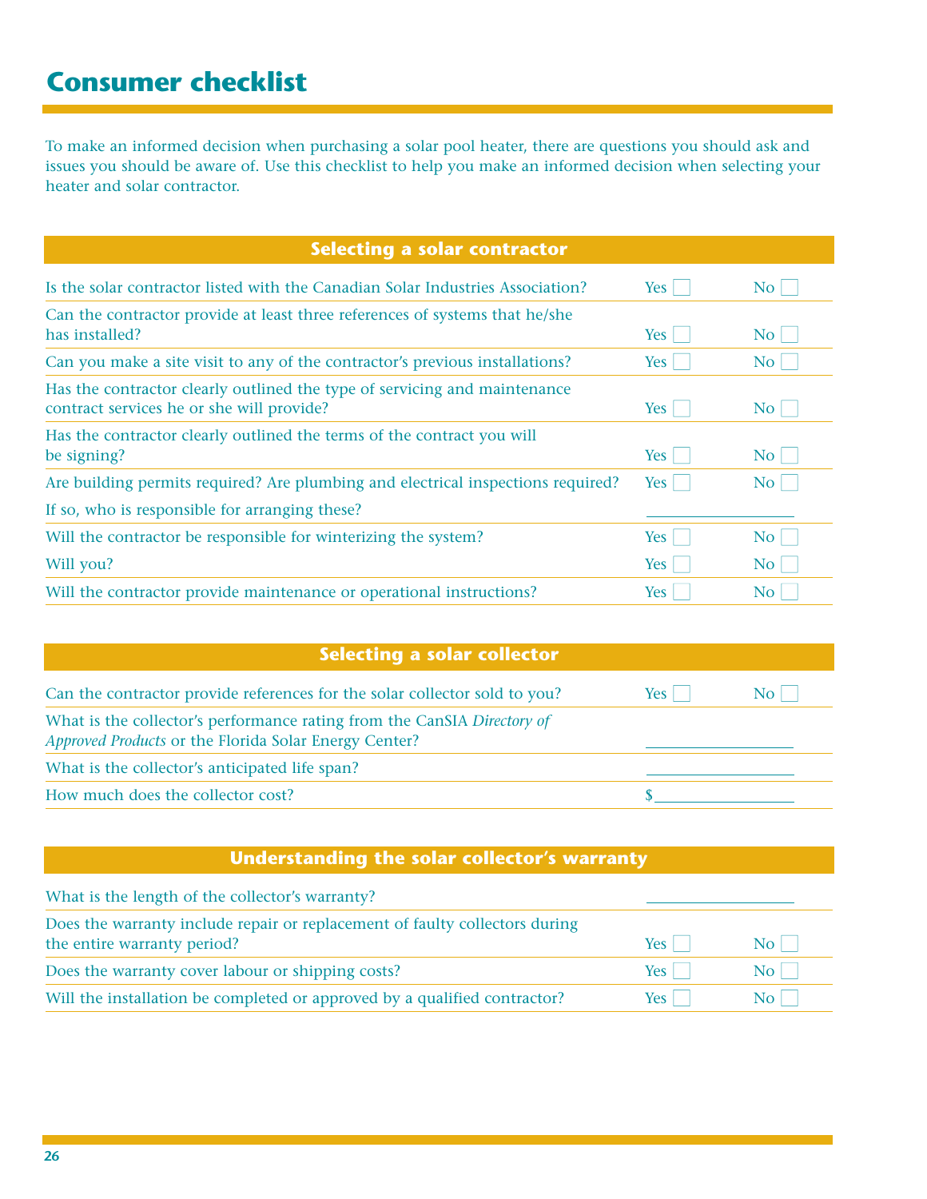# Consumer checklist

To make an informed decision when purchasing a solar pool heater, there are questions you should ask and issues you should be aware of. Use this checklist to help you make an informed decision when selecting your heater and solar contractor.

| Selecting a solar contractor | | |
|---|---|---|
| Is the solar contractor listed with the Canadian Solar Industries Association? | Yes ☐ | No ☐ |
| Can the contractor provide at least three references of systems that he/she has installed? | Yes ☐ | No ☐ |
| Can you make a site visit to any of the contractor's previous installations? | Yes ☐ | No ☐ |
| Has the contractor clearly outlined the type of servicing and maintenance contract services he or she will provide? | Yes ☐ | No ☐ |
| Has the contractor clearly outlined the terms of the contract you will be signing? | Yes ☐ | No ☐ |
| Are building permits required? Are plumbing and electrical inspections required? | Yes ☐ | No ☐ |
| If so, who is responsible for arranging these? | ______________ | |
| Will the contractor be responsible for winterizing the system? | Yes ☐ | No ☐ |
| Will you? | Yes ☐ | No ☐ |
| Will the contractor provide maintenance or operational instructions? | Yes ☐ | No ☐ |

| Selecting a solar collector | | |
|---|---|---|
| Can the contractor provide references for the solar collector sold to you? | Yes ☐ | No ☐ |
| What is the collector's performance rating from the CanSIA *Directory of Approved Products* or the Florida Solar Energy Center? | ______________ | |
| What is the collector's anticipated life span? | ______________ | |
| How much does the collector cost? | $______________ | |

| Understanding the solar collector's warranty | | |
|---|---|---|
| What is the length of the collector's warranty? | ______________ | |
| Does the warranty include repair or replacement of faulty collectors during the entire warranty period? | Yes ☐ | No ☐ |
| Does the warranty cover labour or shipping costs? | Yes ☐ | No ☐ |
| Will the installation be completed or approved by a qualified contractor? | Yes ☐ | No ☐ |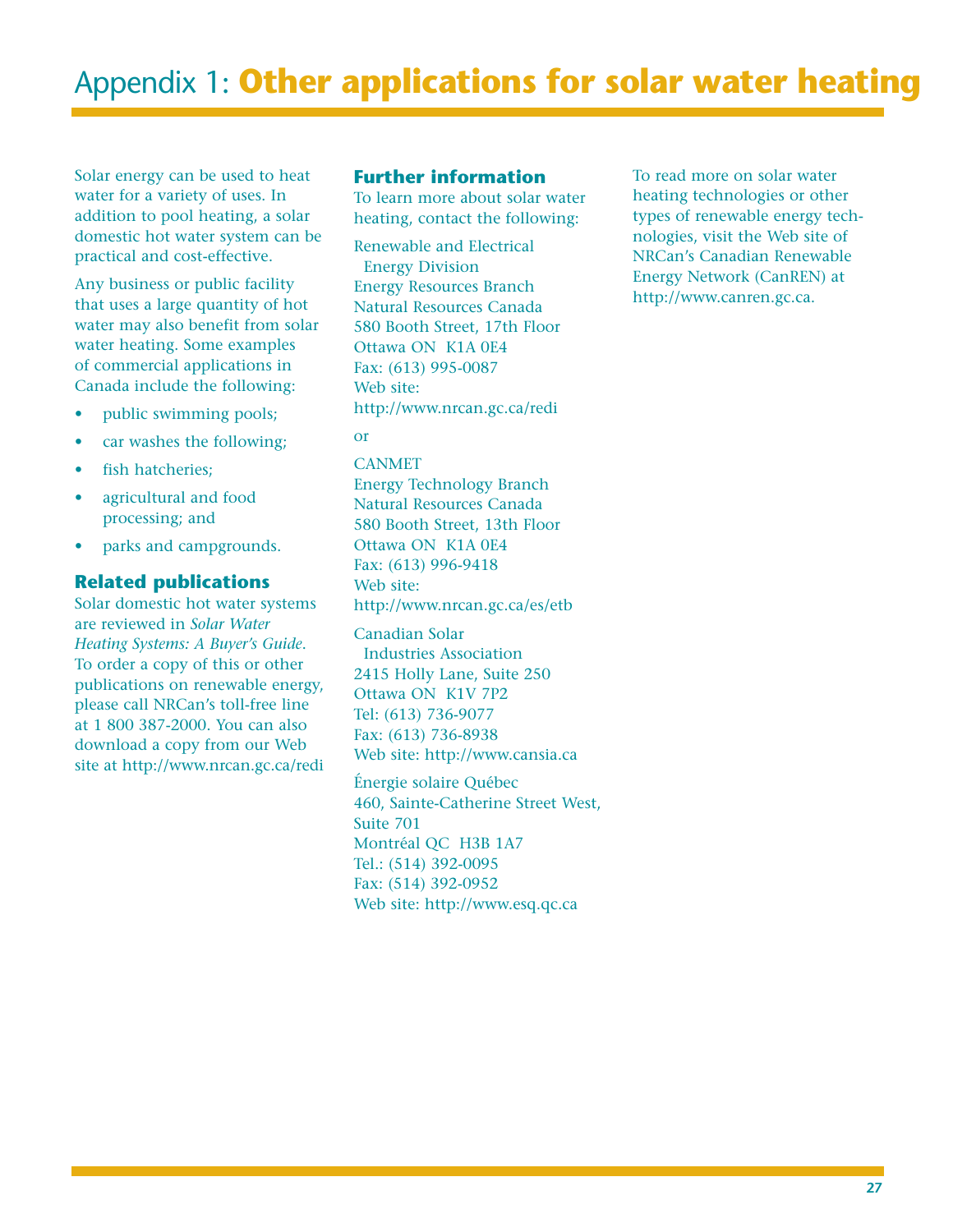# Appendix 1: **Other applications for solar water heating**

Solar energy can be used to heat water for a variety of uses. In addition to pool heating, a solar domestic hot water system can be practical and cost-effective.

Any business or public facility that uses a large quantity of hot water may also benefit from solar water heating. Some examples of commercial applications in Canada include the following:

- public swimming pools;
- car washes the following;
- fish hatcheries;
- agricultural and food processing; and
- parks and campgrounds.

### Related publications

Solar domestic hot water systems are reviewed in *Solar Water Heating Systems: A Buyer's Guide*. To order a copy of this or other publications on renewable energy, please call NRCan's toll-free line at 1 800 387-2000. You can also download a copy from our Web site at http://www.nrcan.gc.ca/redi

### Further information

To learn more about solar water heating, contact the following:

Renewable and Electrical Energy Division
Energy Resources Branch
Natural Resources Canada
580 Booth Street, 17th Floor
Ottawa ON  K1A 0E4
Fax: (613) 995-0087
Web site:
http://www.nrcan.gc.ca/redi

or

CANMET
Energy Technology Branch
Natural Resources Canada
580 Booth Street, 13th Floor
Ottawa ON  K1A 0E4
Fax: (613) 996-9418
Web site:
http://www.nrcan.gc.ca/es/etb

Canadian Solar Industries Association
2415 Holly Lane, Suite 250
Ottawa ON  K1V 7P2
Tel: (613) 736-9077
Fax: (613) 736-8938
Web site: http://www.cansia.ca

Énergie solaire Québec
460, Sainte-Catherine Street West, Suite 701
Montréal QC  H3B 1A7
Tel.: (514) 392-0095
Fax: (514) 392-0952
Web site: http://www.esq.qc.ca

To read more on solar water heating technologies or other types of renewable energy technologies, visit the Web site of NRCan's Canadian Renewable Energy Network (CanREN) at http://www.canren.gc.ca.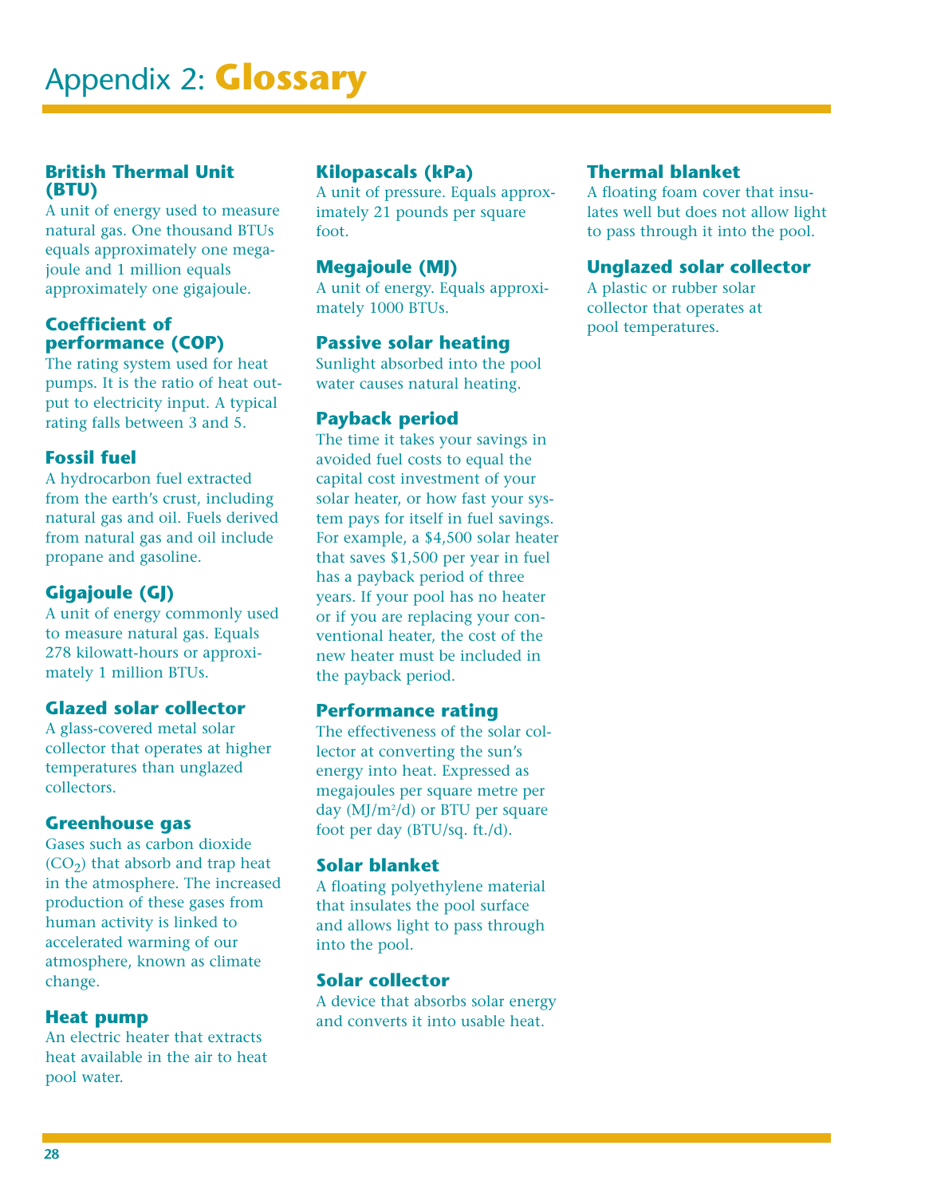# Appendix 2: **Glossary**

### British Thermal Unit (BTU)

A unit of energy used to measure natural gas. One thousand BTUs equals approximately one megajoule and 1 million equals approximately one gigajoule.

### Coefficient of performance (COP)

The rating system used for heat pumps. It is the ratio of heat output to electricity input. A typical rating falls between 3 and 5.

### Fossil fuel

A hydrocarbon fuel extracted from the earth's crust, including natural gas and oil. Fuels derived from natural gas and oil include propane and gasoline.

### Gigajoule (GJ)

A unit of energy commonly used to measure natural gas. Equals 278 kilowatt-hours or approximately 1 million BTUs.

### Glazed solar collector

A glass-covered metal solar collector that operates at higher temperatures than unglazed collectors.

### Greenhouse gas

Gases such as carbon dioxide ($CO_2$) that absorb and trap heat in the atmosphere. The increased production of these gases from human activity is linked to accelerated warming of our atmosphere, known as climate change.

### Heat pump

An electric heater that extracts heat available in the air to heat pool water.

### Kilopascals (kPa)

A unit of pressure. Equals approximately 21 pounds per square foot.

### Megajoule (MJ)

A unit of energy. Equals approximately 1000 BTUs.

### Passive solar heating

Sunlight absorbed into the pool water causes natural heating.

### Payback period

The time it takes your savings in avoided fuel costs to equal the capital cost investment of your solar heater, or how fast your system pays for itself in fuel savings. For example, a $4,500 solar heater that saves $1,500 per year in fuel has a payback period of three years. If your pool has no heater or if you are replacing your conventional heater, the cost of the new heater must be included in the payback period.

### Performance rating

The effectiveness of the solar collector at converting the sun's energy into heat. Expressed as megajoules per square metre per day ($MJ/m^2/d$) or BTU per square foot per day (BTU/sq. ft./d).

### Solar blanket

A floating polyethylene material that insulates the pool surface and allows light to pass through into the pool.

### Solar collector

A device that absorbs solar energy and converts it into usable heat.

### Thermal blanket

A floating foam cover that insulates well but does not allow light to pass through it into the pool.

### Unglazed solar collector

A plastic or rubber solar collector that operates at pool temperatures.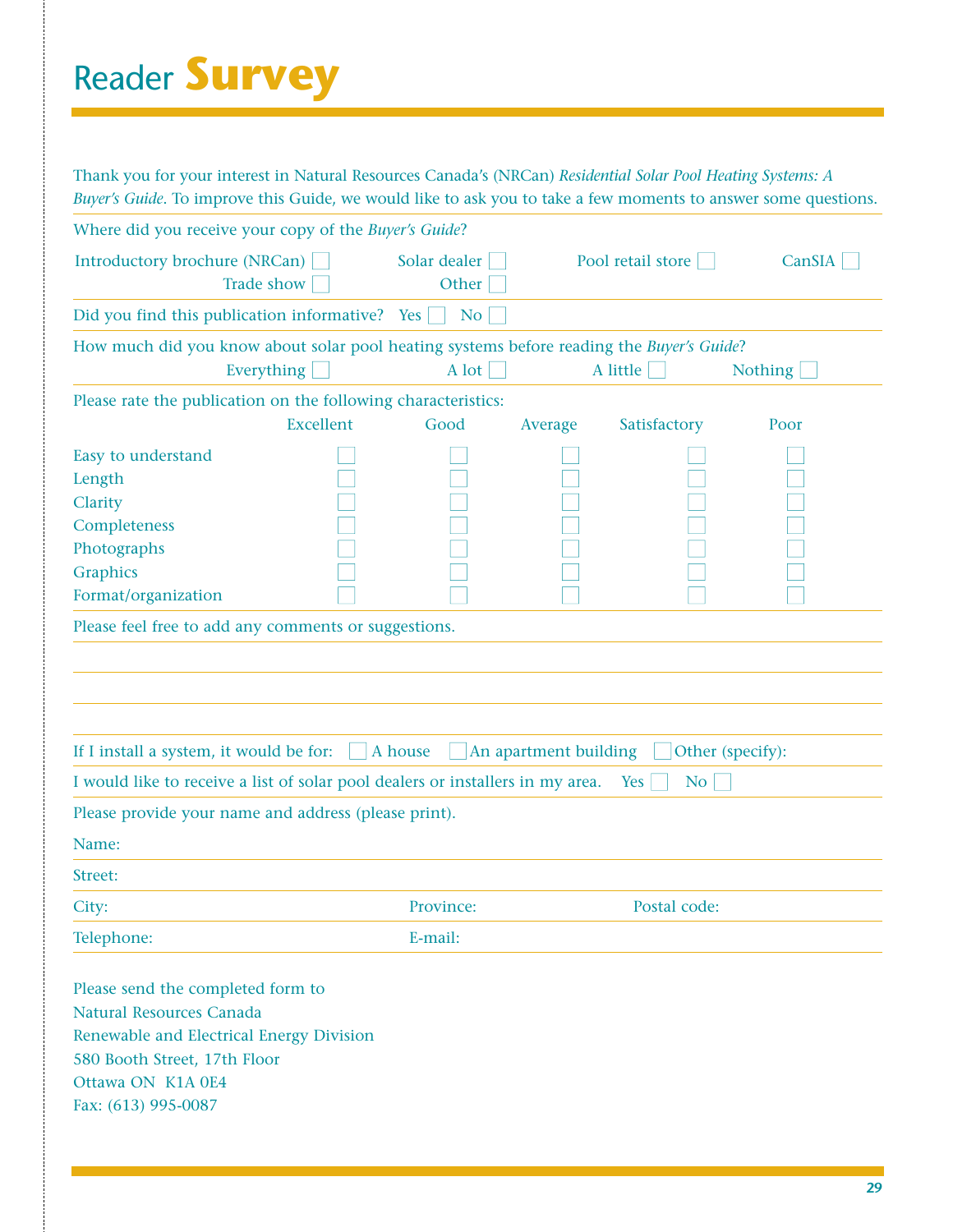# Reader Survey

Thank you for your interest in Natural Resources Canada's (NRCan) *Residential Solar Pool Heating Systems: A Buyer's Guide*. To improve this Guide, we would like to ask you to take a few moments to answer some questions.

Where did you receive your copy of the *Buyer's Guide*?

Introductory brochure (NRCan) ☐ Solar dealer ☐ Pool retail store ☐ CanSIA ☐ Trade show ☐ Other ☐

Did you find this publication informative? Yes ☐ No ☐

How much did you know about solar pool heating systems before reading the *Buyer's Guide*?

Everything ☐ A lot ☐ A little ☐ Nothing ☐

Please rate the publication on the following characteristics:

| | Excellent | Good | Average | Satisfactory | Poor |
|---|---|---|---|---|---|
| Easy to understand | ☐ | ☐ | ☐ | ☐ | ☐ |
| Length | ☐ | ☐ | ☐ | ☐ | ☐ |
| Clarity | ☐ | ☐ | ☐ | ☐ | ☐ |
| Completeness | ☐ | ☐ | ☐ | ☐ | ☐ |
| Photographs | ☐ | ☐ | ☐ | ☐ | ☐ |
| Graphics | ☐ | ☐ | ☐ | ☐ | ☐ |
| Format/organization | ☐ | ☐ | ☐ | ☐ | ☐ |

Please feel free to add any comments or suggestions.

_______________________________________________

_______________________________________________

_______________________________________________

If I install a system, it would be for: ☐ A house ☐ An apartment building ☐ Other (specify):

I would like to receive a list of solar pool dealers or installers in my area. Yes ☐ No ☐

Please provide your name and address (please print).

Name:

Street:

City: Province: Postal code:

Telephone: E-mail:

Please send the completed form to
Natural Resources Canada
Renewable and Electrical Energy Division
580 Booth Street, 17th Floor
Ottawa ON K1A 0E4
Fax: (613) 995-0087